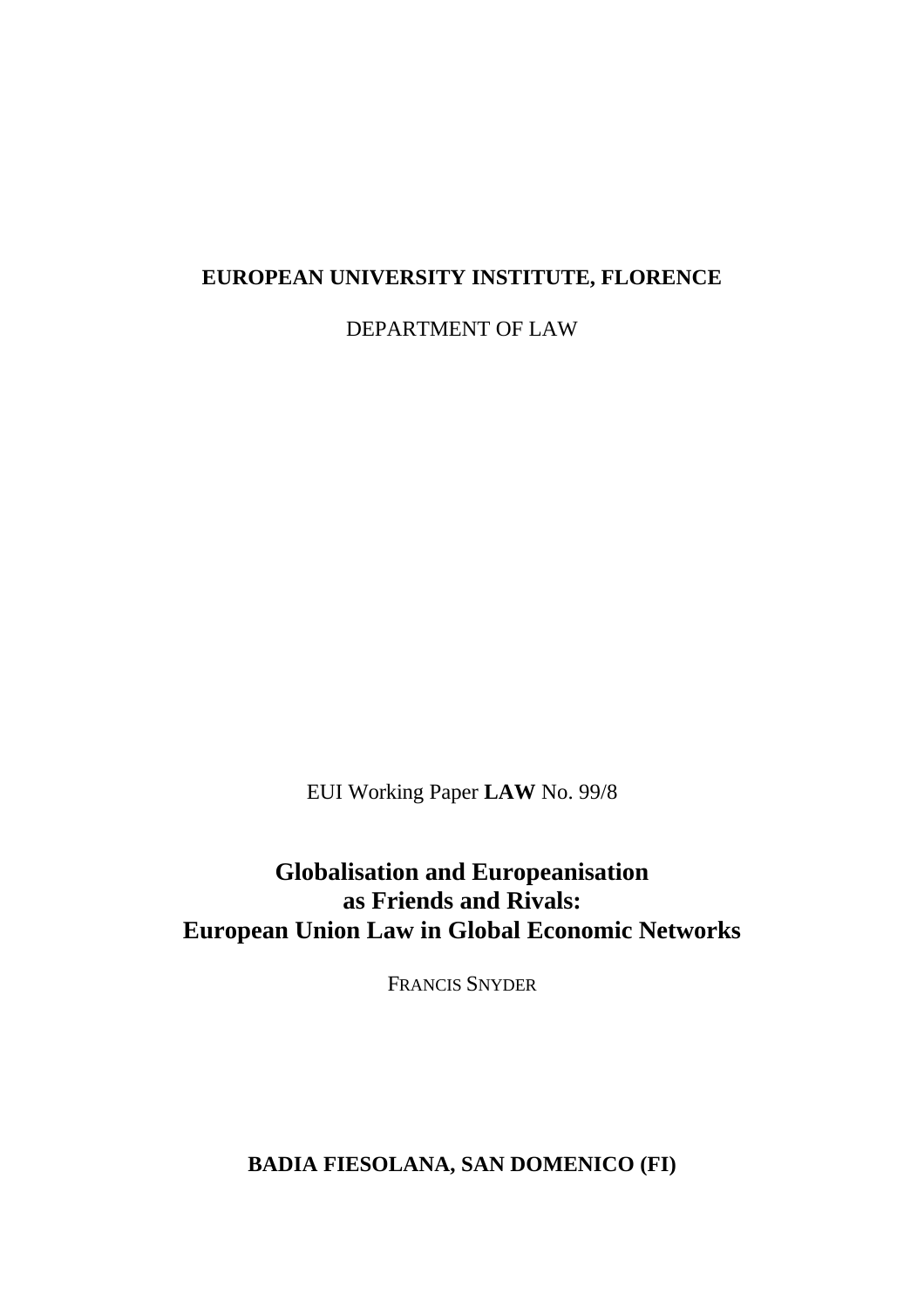**EUROPEAN UNIVERSITY INSTITUTE, FLORENCE**

DEPARTMENT OF LAW

EUI Working Paper **LAW** No. 99/8

# Globalisation and Europeanisation as Friends and Rivals: European Union Law in Global Economic Networks

FRANCIS SNYDER

**BADIA FIESOLANA, SAN DOMENICO (FI)**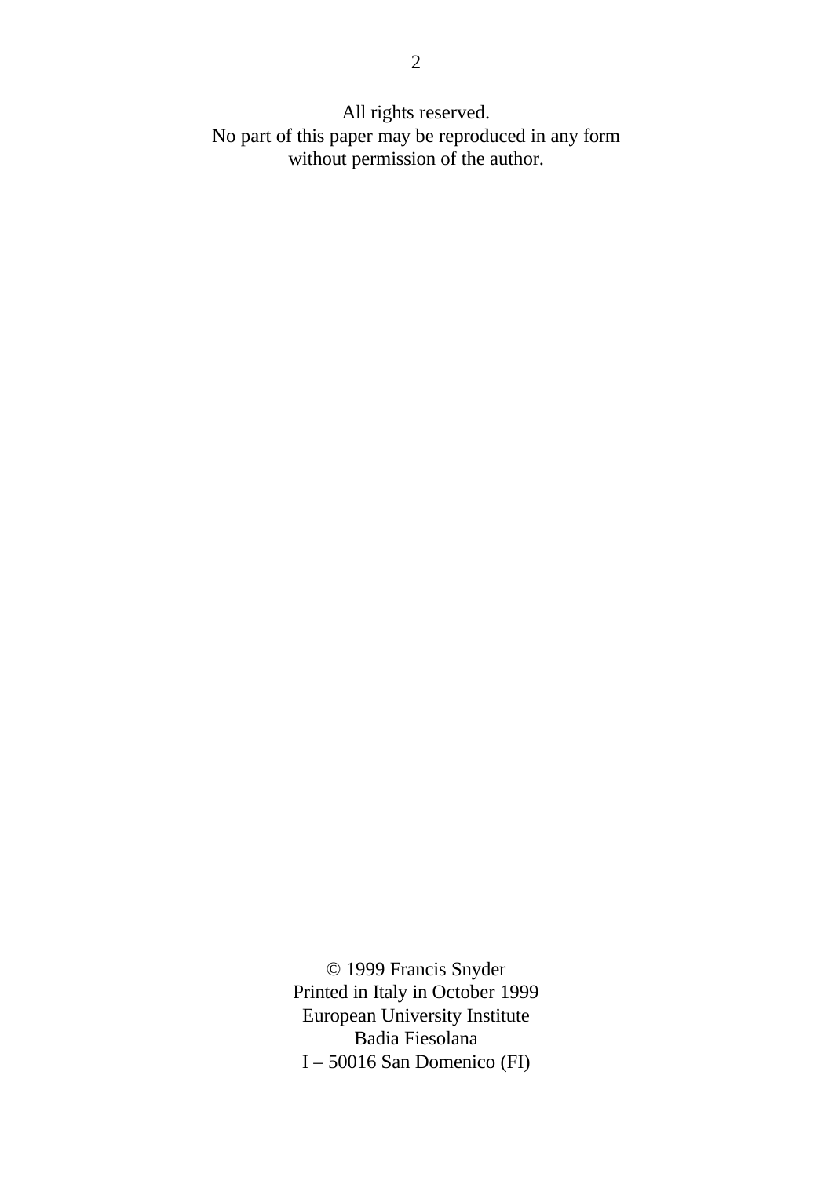All rights reserved.
No part of this paper may be reproduced in any form
without permission of the author.

© 1999 Francis Snyder
Printed in Italy in October 1999
European University Institute
Badia Fiesolana
I – 50016 San Domenico (FI)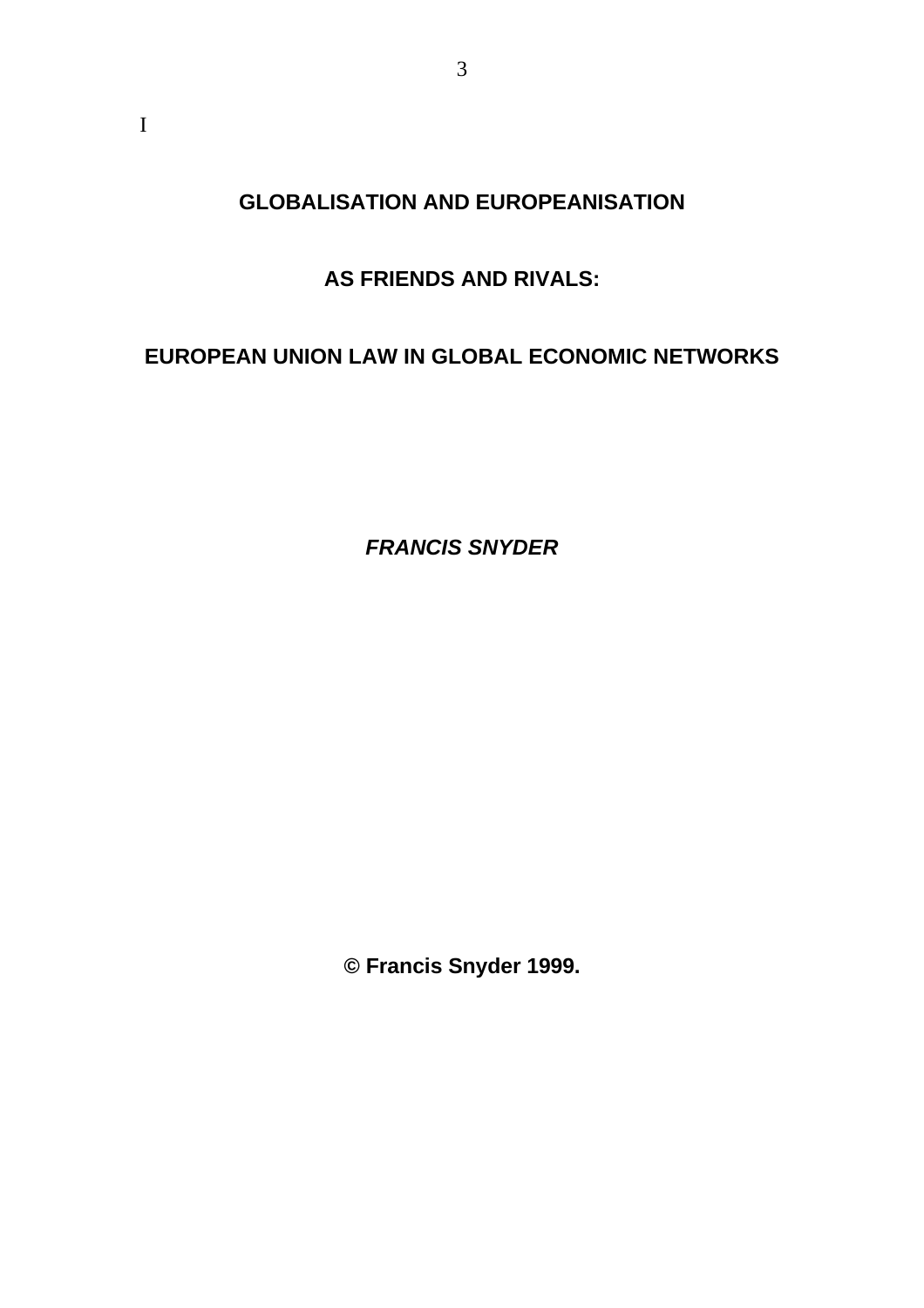I

# GLOBALISATION AND EUROPEANISATION

# AS FRIENDS AND RIVALS:

# EUROPEAN UNION LAW IN GLOBAL ECONOMIC NETWORKS

***FRANCIS SNYDER***

**© Francis Snyder 1999.**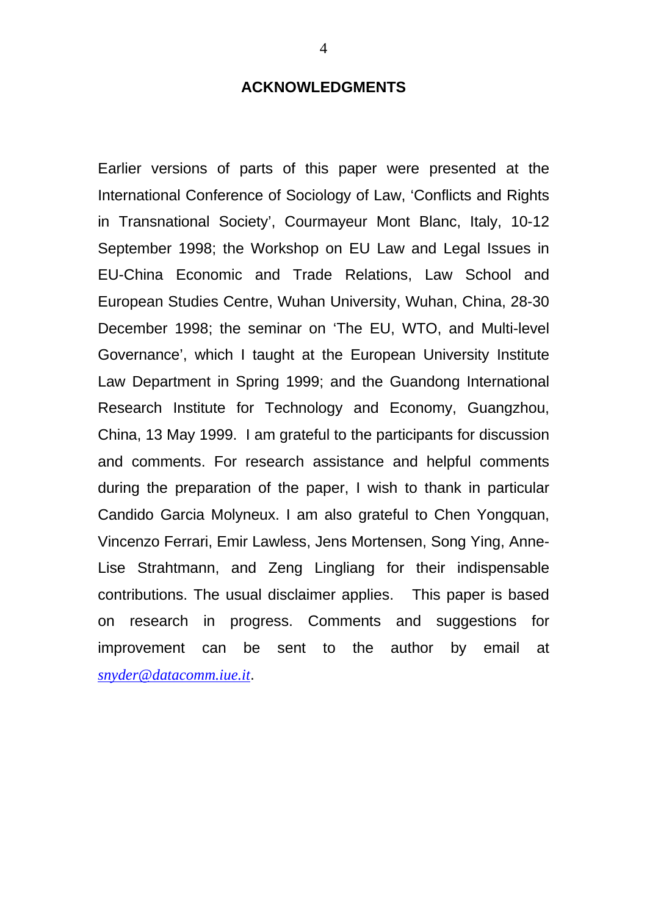## ACKNOWLEDGMENTS

Earlier versions of parts of this paper were presented at the International Conference of Sociology of Law, 'Conflicts and Rights in Transnational Society', Courmayeur Mont Blanc, Italy, 10-12 September 1998; the Workshop on EU Law and Legal Issues in EU-China Economic and Trade Relations, Law School and European Studies Centre, Wuhan University, Wuhan, China, 28-30 December 1998; the seminar on 'The EU, WTO, and Multi-level Governance', which I taught at the European University Institute Law Department in Spring 1999; and the Guandong International Research Institute for Technology and Economy, Guangzhou, China, 13 May 1999. I am grateful to the participants for discussion and comments. For research assistance and helpful comments during the preparation of the paper, I wish to thank in particular Candido Garcia Molyneux. I am also grateful to Chen Yongquan, Vincenzo Ferrari, Emir Lawless, Jens Mortensen, Song Ying, Anne-Lise Strahtmann, and Zeng Lingliang for their indispensable contributions. The usual disclaimer applies. This paper is based on research in progress. Comments and suggestions for improvement can be sent to the author by email at *snyder@datacomm.iue.it*.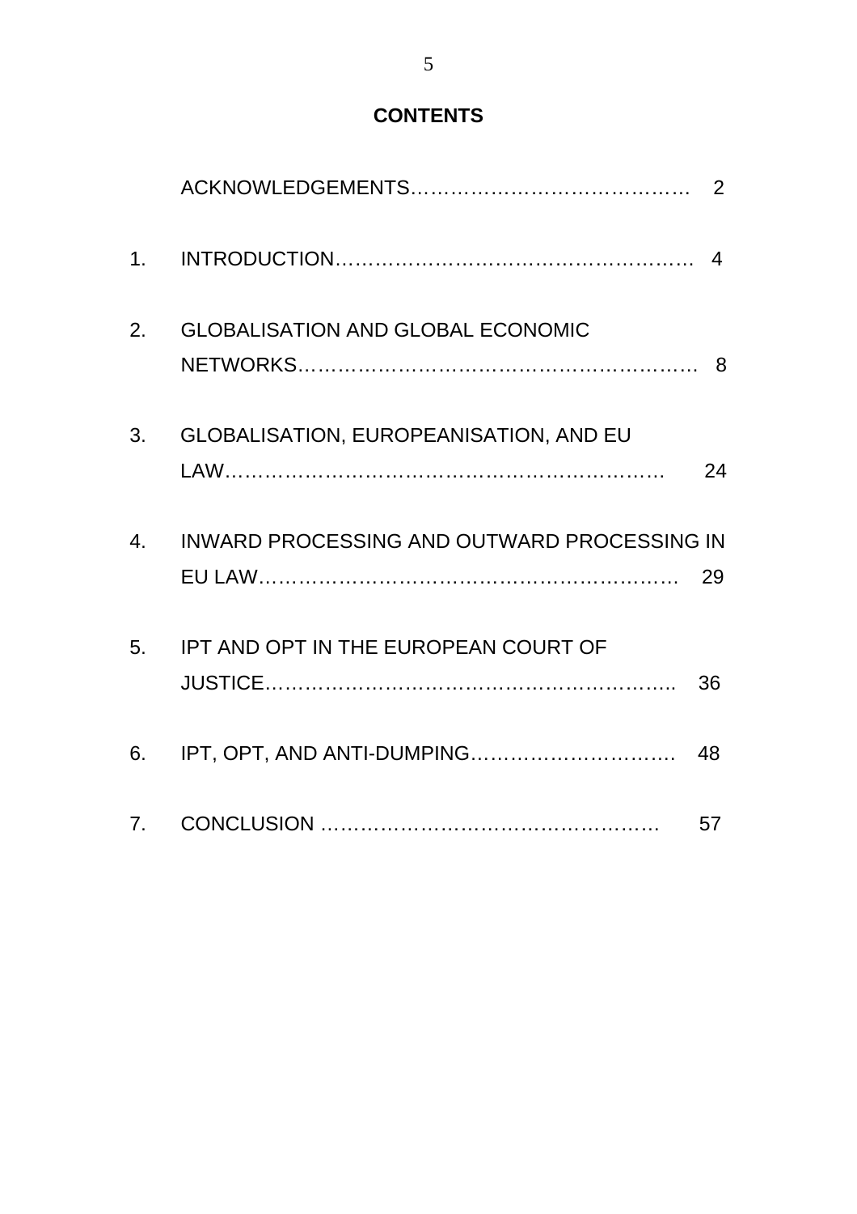# CONTENTS

| | | |
|---|---|---|
| | ACKNOWLEDGEMENTS | 2 |
| 1. | INTRODUCTION | 4 |
| 2. | GLOBALISATION AND GLOBAL ECONOMIC NETWORKS | 8 |
| 3. | GLOBALISATION, EUROPEANISATION, AND EU LAW | 24 |
| 4. | INWARD PROCESSING AND OUTWARD PROCESSING IN EU LAW | 29 |
| 5. | IPT AND OPT IN THE EUROPEAN COURT OF JUSTICE | 36 |
| 6. | IPT, OPT, AND ANTI-DUMPING | 48 |
| 7. | CONCLUSION | 57 |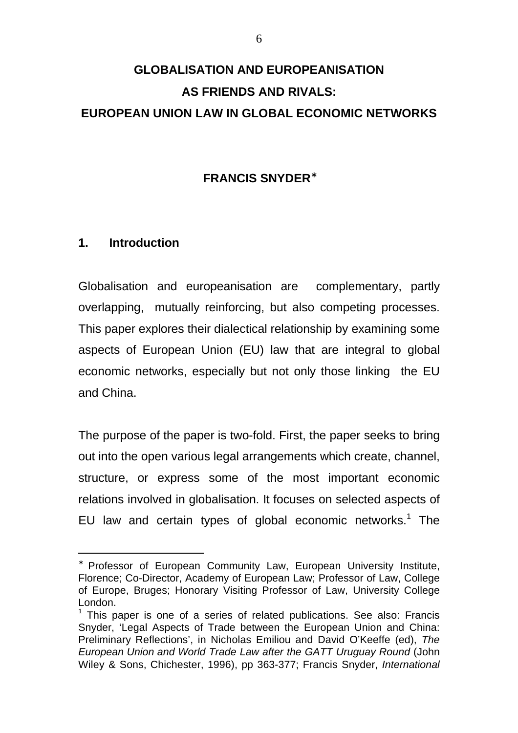# GLOBALISATION AND EUROPEANISATION AS FRIENDS AND RIVALS: EUROPEAN UNION LAW IN GLOBAL ECONOMIC NETWORKS

**FRANCIS SNYDER***

## 1. Introduction

Globalisation and europeanisation are complementary, partly overlapping, mutually reinforcing, but also competing processes. This paper explores their dialectical relationship by examining some aspects of European Union (EU) law that are integral to global economic networks, especially but not only those linking the EU and China.

The purpose of the paper is two-fold. First, the paper seeks to bring out into the open various legal arrangements which create, channel, structure, or express some of the most important economic relations involved in globalisation. It focuses on selected aspects of EU law and certain types of global economic networks.[1] The

---

* Professor of European Community Law, European University Institute, Florence; Co-Director, Academy of European Law; Professor of Law, College of Europe, Bruges; Honorary Visiting Professor of Law, University College London.

[1] This paper is one of a series of related publications. See also: Francis Snyder, 'Legal Aspects of Trade between the European Union and China: Preliminary Reflections', in Nicholas Emiliou and David O'Keeffe (ed), *The European Union and World Trade Law after the GATT Uruguay Round* (John Wiley & Sons, Chichester, 1996), pp 363-377; Francis Snyder, *International*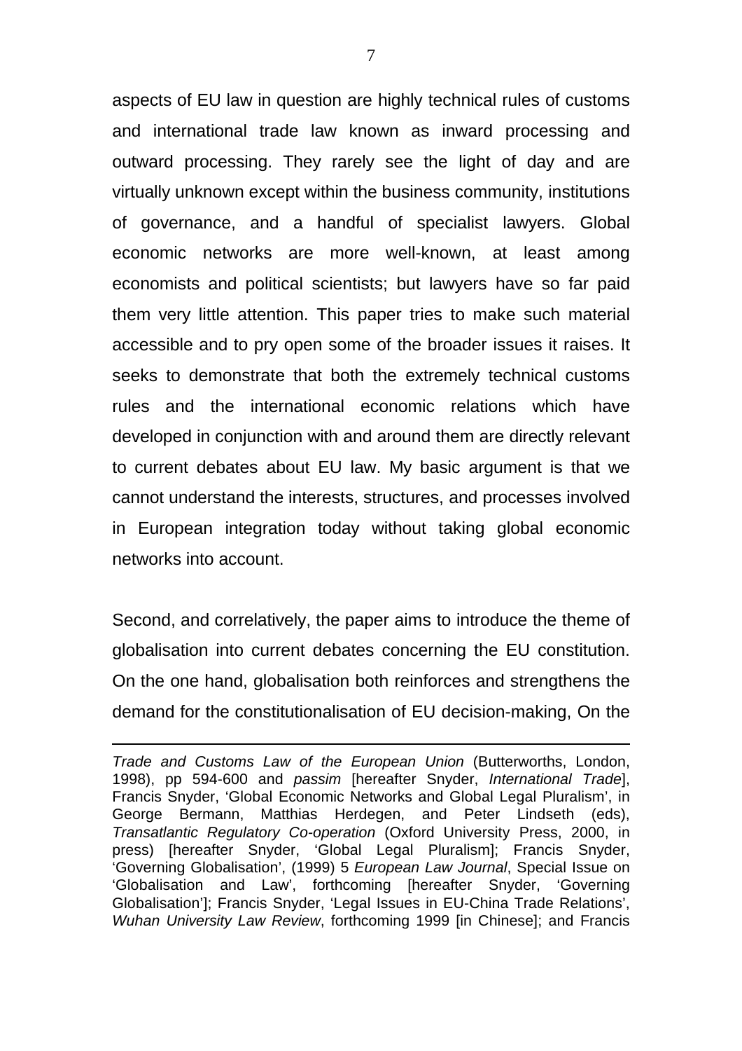aspects of EU law in question are highly technical rules of customs and international trade law known as inward processing and outward processing. They rarely see the light of day and are virtually unknown except within the business community, institutions of governance, and a handful of specialist lawyers. Global economic networks are more well-known, at least among economists and political scientists; but lawyers have so far paid them very little attention. This paper tries to make such material accessible and to pry open some of the broader issues it raises. It seeks to demonstrate that both the extremely technical customs rules and the international economic relations which have developed in conjunction with and around them are directly relevant to current debates about EU law. My basic argument is that we cannot understand the interests, structures, and processes involved in European integration today without taking global economic networks into account.

Second, and correlatively, the paper aims to introduce the theme of globalisation into current debates concerning the EU constitution. On the one hand, globalisation both reinforces and strengthens the demand for the constitutionalisation of EU decision-making, On the

---

*Trade and Customs Law of the European Union* (Butterworths, London, 1998), pp 594-600 and *passim* [hereafter Snyder, *International Trade*], Francis Snyder, 'Global Economic Networks and Global Legal Pluralism', in George Bermann, Matthias Herdegen, and Peter Lindseth (eds), *Transatlantic Regulatory Co-operation* (Oxford University Press, 2000, in press) [hereafter Snyder, 'Global Legal Pluralism]; Francis Snyder, 'Governing Globalisation', (1999) 5 *European Law Journal*, Special Issue on 'Globalisation and Law', forthcoming [hereafter Snyder, 'Governing Globalisation']; Francis Snyder, 'Legal Issues in EU-China Trade Relations', *Wuhan University Law Review*, forthcoming 1999 [in Chinese]; and Francis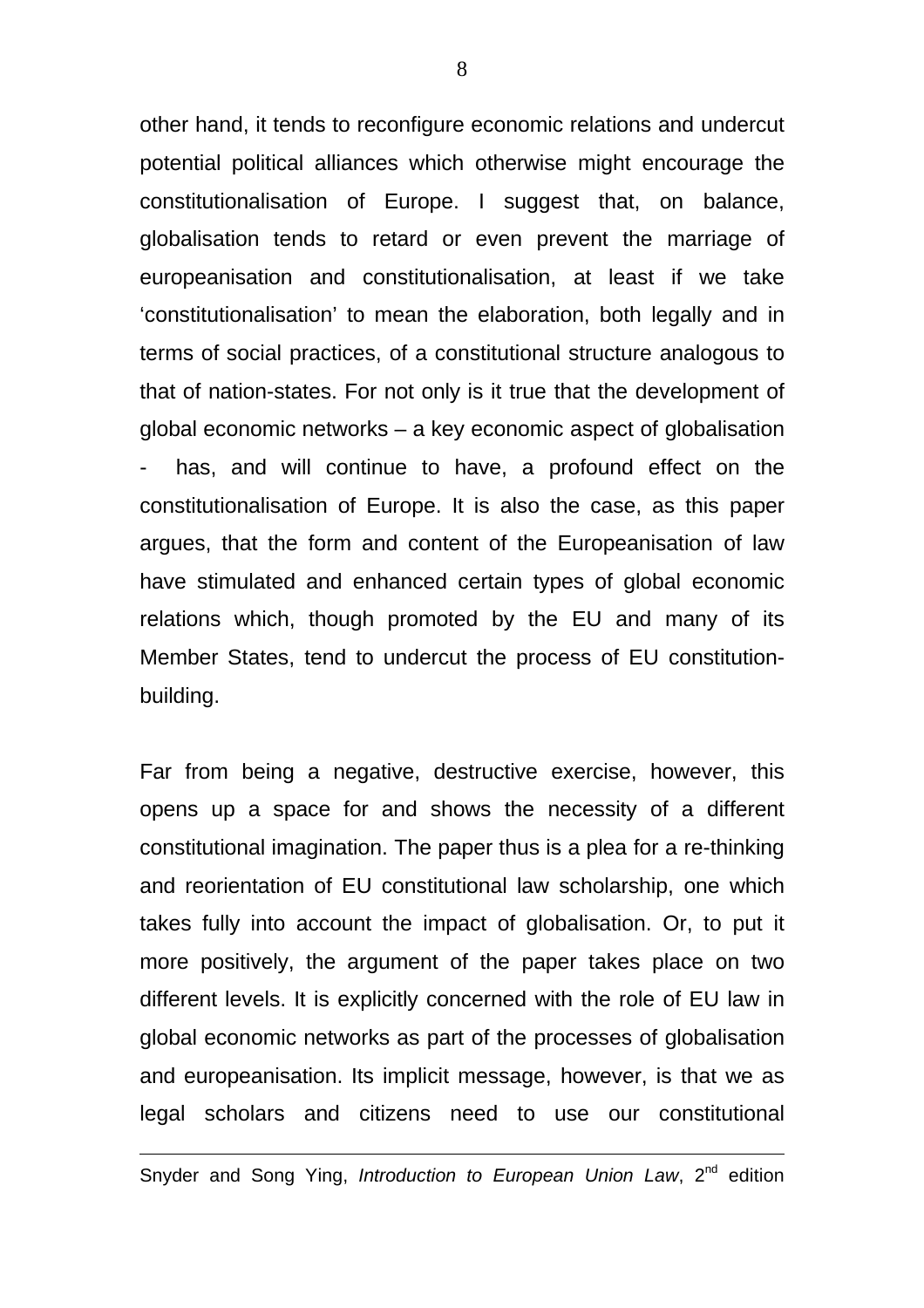other hand, it tends to reconfigure economic relations and undercut potential political alliances which otherwise might encourage the constitutionalisation of Europe. I suggest that, on balance, globalisation tends to retard or even prevent the marriage of europeanisation and constitutionalisation, at least if we take 'constitutionalisation' to mean the elaboration, both legally and in terms of social practices, of a constitutional structure analogous to that of nation-states. For not only is it true that the development of global economic networks – a key economic aspect of globalisation - has, and will continue to have, a profound effect on the constitutionalisation of Europe. It is also the case, as this paper argues, that the form and content of the Europeanisation of law have stimulated and enhanced certain types of global economic relations which, though promoted by the EU and many of its Member States, tend to undercut the process of EU constitution-building.

Far from being a negative, destructive exercise, however, this opens up a space for and shows the necessity of a different constitutional imagination. The paper thus is a plea for a re-thinking and reorientation of EU constitutional law scholarship, one which takes fully into account the impact of globalisation. Or, to put it more positively, the argument of the paper takes place on two different levels. It is explicitly concerned with the role of EU law in global economic networks as part of the processes of globalisation and europeanisation. Its implicit message, however, is that we as legal scholars and citizens need to use our constitutional

---

Snyder and Song Ying, *Introduction to European Union Law*, 2nd edition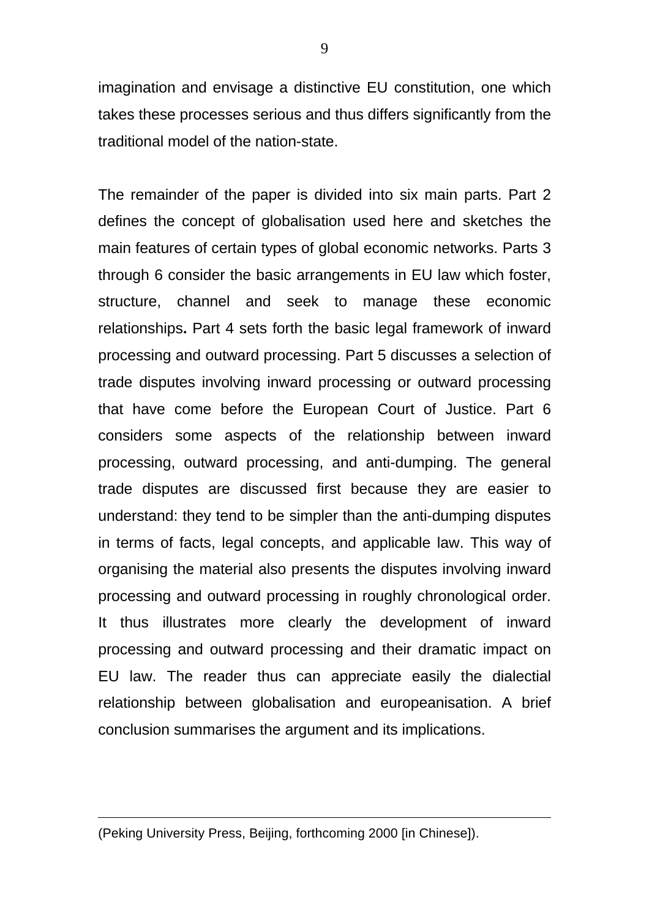imagination and envisage a distinctive EU constitution, one which takes these processes serious and thus differs significantly from the traditional model of the nation-state.

The remainder of the paper is divided into six main parts. Part 2 defines the concept of globalisation used here and sketches the main features of certain types of global economic networks. Parts 3 through 6 consider the basic arrangements in EU law which foster, structure, channel and seek to manage these economic relationships**.** Part 4 sets forth the basic legal framework of inward processing and outward processing. Part 5 discusses a selection of trade disputes involving inward processing or outward processing that have come before the European Court of Justice. Part 6 considers some aspects of the relationship between inward processing, outward processing, and anti-dumping. The general trade disputes are discussed first because they are easier to understand: they tend to be simpler than the anti-dumping disputes in terms of facts, legal concepts, and applicable law. This way of organising the material also presents the disputes involving inward processing and outward processing in roughly chronological order. It thus illustrates more clearly the development of inward processing and outward processing and their dramatic impact on EU law. The reader thus can appreciate easily the dialectial relationship between globalisation and europeanisation. A brief conclusion summarises the argument and its implications.

---

(Peking University Press, Beijing, forthcoming 2000 [in Chinese]).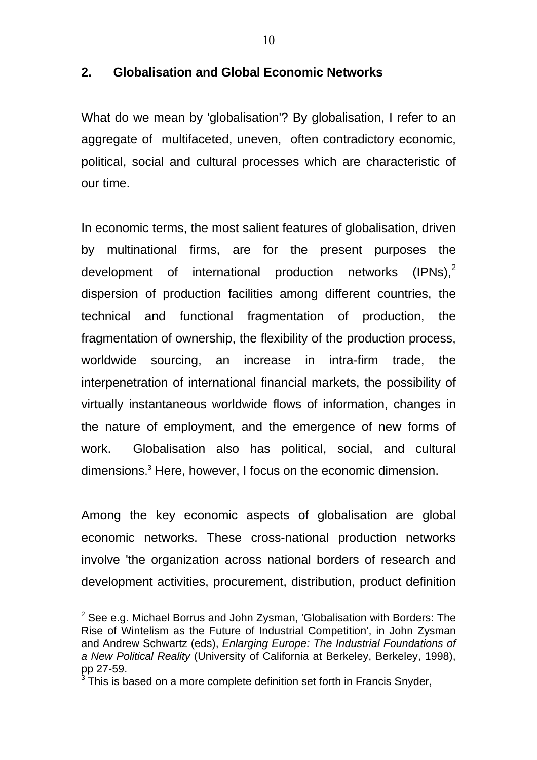## 2. Globalisation and Global Economic Networks

What do we mean by 'globalisation'? By globalisation, I refer to an aggregate of multifaceted, uneven, often contradictory economic, political, social and cultural processes which are characteristic of our time.

In economic terms, the most salient features of globalisation, driven by multinational firms, are for the present purposes the development of international production networks (IPNs),[2] dispersion of production facilities among different countries, the technical and functional fragmentation of production, the fragmentation of ownership, the flexibility of the production process, worldwide sourcing, an increase in intra-firm trade, the interpenetration of international financial markets, the possibility of virtually instantaneous worldwide flows of information, changes in the nature of employment, and the emergence of new forms of work. Globalisation also has political, social, and cultural dimensions.[3] Here, however, I focus on the economic dimension.

Among the key economic aspects of globalisation are global economic networks. These cross-national production networks involve 'the organization across national borders of research and development activities, procurement, distribution, product definition

---

[2] See e.g. Michael Borrus and John Zysman, 'Globalisation with Borders: The Rise of Wintelism as the Future of Industrial Competition', in John Zysman and Andrew Schwartz (eds), *Enlarging Europe: The Industrial Foundations of a New Political Reality* (University of California at Berkeley, Berkeley, 1998), pp 27-59.

[3] This is based on a more complete definition set forth in Francis Snyder,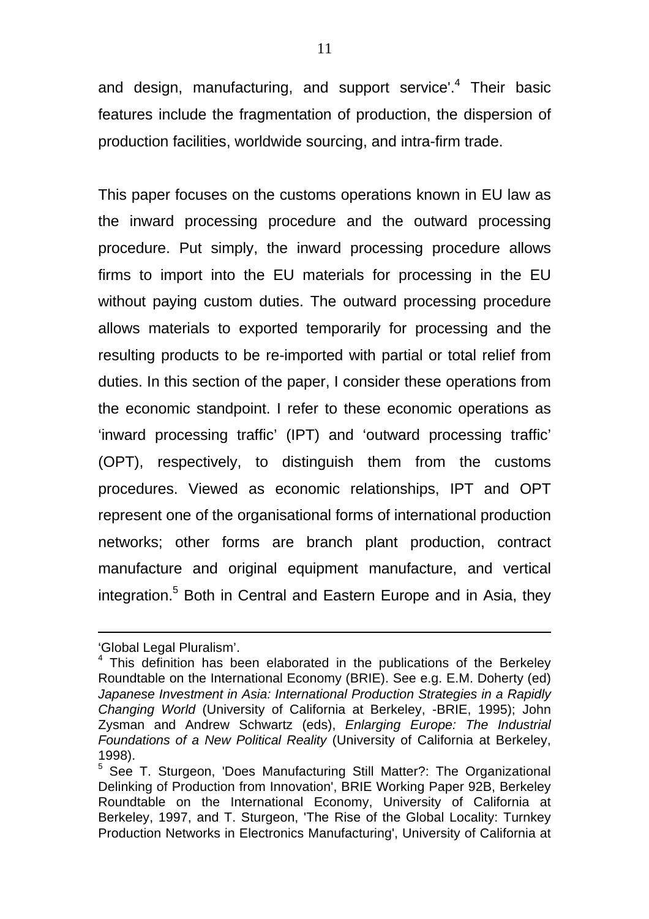and design, manufacturing, and support service'.[4] Their basic features include the fragmentation of production, the dispersion of production facilities, worldwide sourcing, and intra-firm trade.

This paper focuses on the customs operations known in EU law as the inward processing procedure and the outward processing procedure. Put simply, the inward processing procedure allows firms to import into the EU materials for processing in the EU without paying custom duties. The outward processing procedure allows materials to exported temporarily for processing and the resulting products to be re-imported with partial or total relief from duties. In this section of the paper, I consider these operations from the economic standpoint. I refer to these economic operations as 'inward processing traffic' (IPT) and 'outward processing traffic' (OPT), respectively, to distinguish them from the customs procedures. Viewed as economic relationships, IPT and OPT represent one of the organisational forms of international production networks; other forms are branch plant production, contract manufacture and original equipment manufacture, and vertical integration.[5] Both in Central and Eastern Europe and in Asia, they

---

'Global Legal Pluralism'.

[4] This definition has been elaborated in the publications of the Berkeley Roundtable on the International Economy (BRIE). See e.g. E.M. Doherty (ed) *Japanese Investment in Asia: International Production Strategies in a Rapidly Changing World* (University of California at Berkeley, -BRIE, 1995); John Zysman and Andrew Schwartz (eds), *Enlarging Europe: The Industrial Foundations of a New Political Reality* (University of California at Berkeley, 1998).

[5] See T. Sturgeon, 'Does Manufacturing Still Matter?: The Organizational Delinking of Production from Innovation', BRIE Working Paper 92B, Berkeley Roundtable on the International Economy, University of California at Berkeley, 1997, and T. Sturgeon, 'The Rise of the Global Locality: Turnkey Production Networks in Electronics Manufacturing', University of California at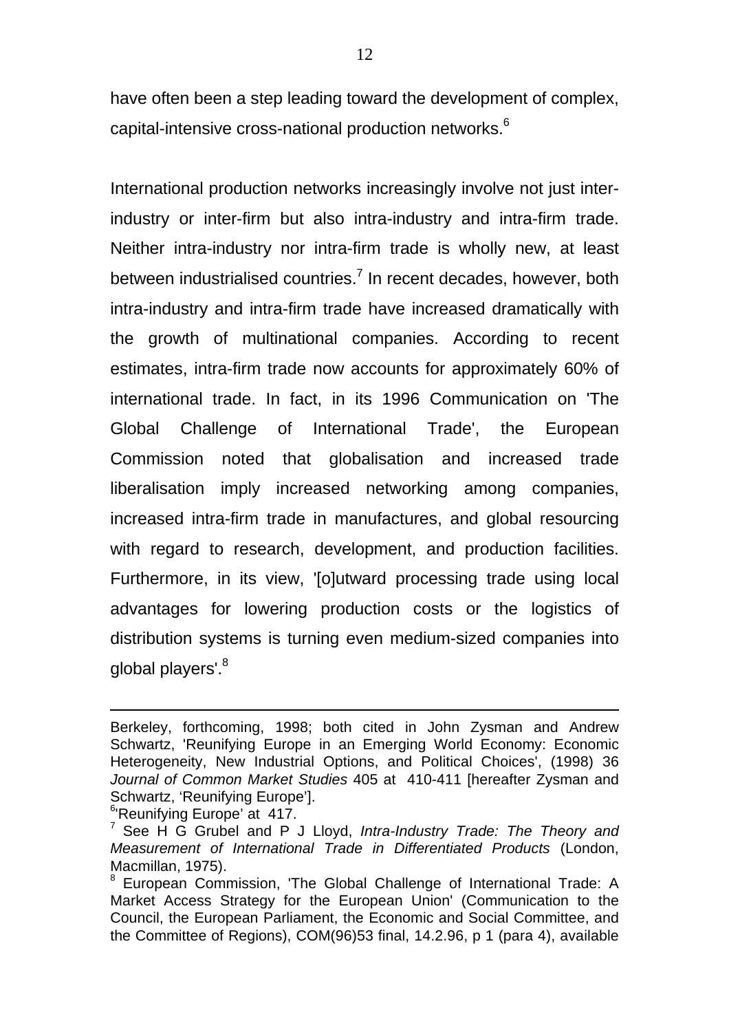have often been a step leading toward the development of complex, capital-intensive cross-national production networks.[6]

International production networks increasingly involve not just inter-industry or inter-firm but also intra-industry and intra-firm trade. Neither intra-industry nor intra-firm trade is wholly new, at least between industrialised countries.[7] In recent decades, however, both intra-industry and intra-firm trade have increased dramatically with the growth of multinational companies. According to recent estimates, intra-firm trade now accounts for approximately 60% of international trade. In fact, in its 1996 Communication on 'The Global Challenge of International Trade', the European Commission noted that globalisation and increased trade liberalisation imply increased networking among companies, increased intra-firm trade in manufactures, and global resourcing with regard to research, development, and production facilities. Furthermore, in its view, '[o]utward processing trade using local advantages for lowering production costs or the logistics of distribution systems is turning even medium-sized companies into global players'.[8]

---

Berkeley, forthcoming, 1998; both cited in John Zysman and Andrew Schwartz, 'Reunifying Europe in an Emerging World Economy: Economic Heterogeneity, New Industrial Options, and Political Choices', (1998) 36 *Journal of Common Market Studies* 405 at 410-411 [hereafter Zysman and Schwartz, 'Reunifying Europe'].

[6] 'Reunifying Europe' at 417.

[7] See H G Grubel and P J Lloyd, *Intra-Industry Trade: The Theory and Measurement of International Trade in Differentiated Products* (London, Macmillan, 1975).

[8] European Commission, 'The Global Challenge of International Trade: A Market Access Strategy for the European Union' (Communication to the Council, the European Parliament, the Economic and Social Committee, and the Committee of Regions), COM(96)53 final, 14.2.96, p 1 (para 4), available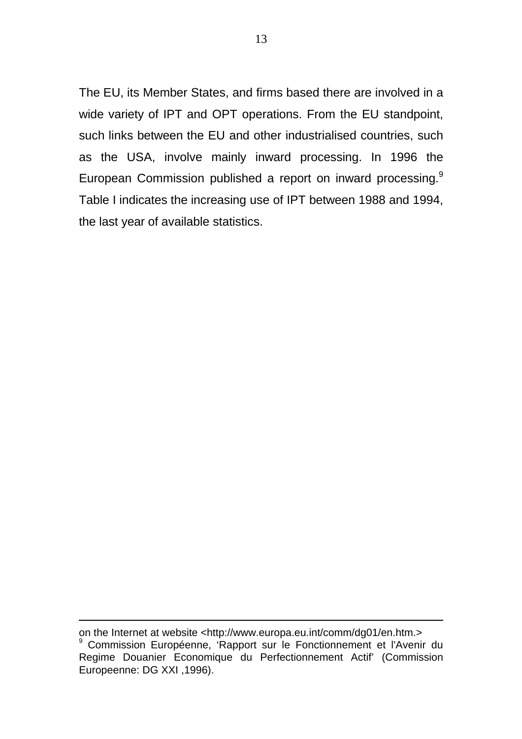The EU, its Member States, and firms based there are involved in a wide variety of IPT and OPT operations. From the EU standpoint, such links between the EU and other industrialised countries, such as the USA, involve mainly inward processing. In 1996 the European Commission published a report on inward processing.[9] Table I indicates the increasing use of IPT between 1988 and 1994, the last year of available statistics.

---

on the Internet at website <http://www.europa.eu.int/comm/dg01/en.htm.>

[9] Commission Européenne, 'Rapport sur le Fonctionnement et l'Avenir du Regime Douanier Economique du Perfectionnement Actif' (Commission Europeenne: DG XXI ,1996).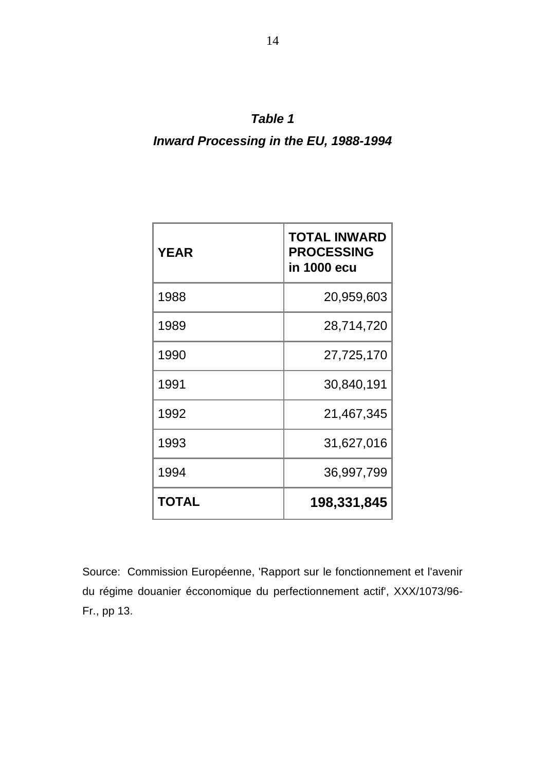***Table 1***

***Inward Processing in the EU, 1988-1994***

| **YEAR** | **TOTAL INWARD PROCESSING in 1000 ecu** |
|---|---:|
| 1988 | 20,959,603 |
| 1989 | 28,714,720 |
| 1990 | 27,725,170 |
| 1991 | 30,840,191 |
| 1992 | 21,467,345 |
| 1993 | 31,627,016 |
| 1994 | 36,997,799 |
| **TOTAL** | **198,331,845** |

Source: Commission Européenne, 'Rapport sur le fonctionnement et l'avenir du régime douanier écconomique du perfectionnement actif', XXX/1073/96-Fr., pp 13.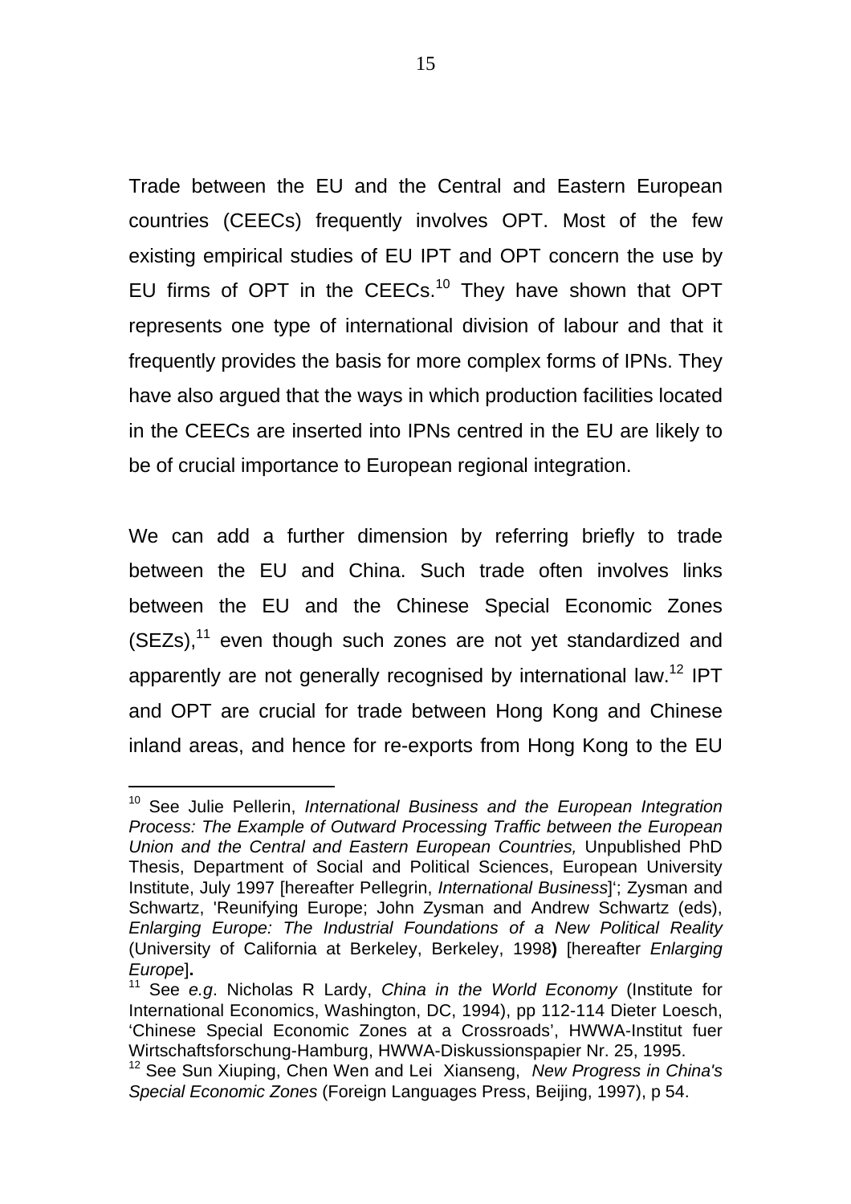Trade between the EU and the Central and Eastern European countries (CEECs) frequently involves OPT. Most of the few existing empirical studies of EU IPT and OPT concern the use by EU firms of OPT in the CEECs.[10] They have shown that OPT represents one type of international division of labour and that it frequently provides the basis for more complex forms of IPNs. They have also argued that the ways in which production facilities located in the CEECs are inserted into IPNs centred in the EU are likely to be of crucial importance to European regional integration.

We can add a further dimension by referring briefly to trade between the EU and China. Such trade often involves links between the EU and the Chinese Special Economic Zones (SEZs),[11] even though such zones are not yet standardized and apparently are not generally recognised by international law.[12] IPT and OPT are crucial for trade between Hong Kong and Chinese inland areas, and hence for re-exports from Hong Kong to the EU

---

[10] See Julie Pellerin, *International Business and the European Integration Process: The Example of Outward Processing Traffic between the European Union and the Central and Eastern European Countries,* Unpublished PhD Thesis, Department of Social and Political Sciences, European University Institute, July 1997 [hereafter Pellegrin, *International Business*]'; Zysman and Schwartz, 'Reunifying Europe; John Zysman and Andrew Schwartz (eds), *Enlarging Europe: The Industrial Foundations of a New Political Reality* (University of California at Berkeley, Berkeley, 1998**)** [hereafter *Enlarging Europe*]**.**

[11] See *e.g*. Nicholas R Lardy, *China in the World Economy* (Institute for International Economics, Washington, DC, 1994), pp 112-114 Dieter Loesch, 'Chinese Special Economic Zones at a Crossroads', HWWA-Institut fuer Wirtschaftsforschung-Hamburg, HWWA-Diskussionspapier Nr. 25, 1995.

[12] See Sun Xiuping, Chen Wen and Lei Xianseng, *New Progress in China's Special Economic Zones* (Foreign Languages Press, Beijing, 1997), p 54.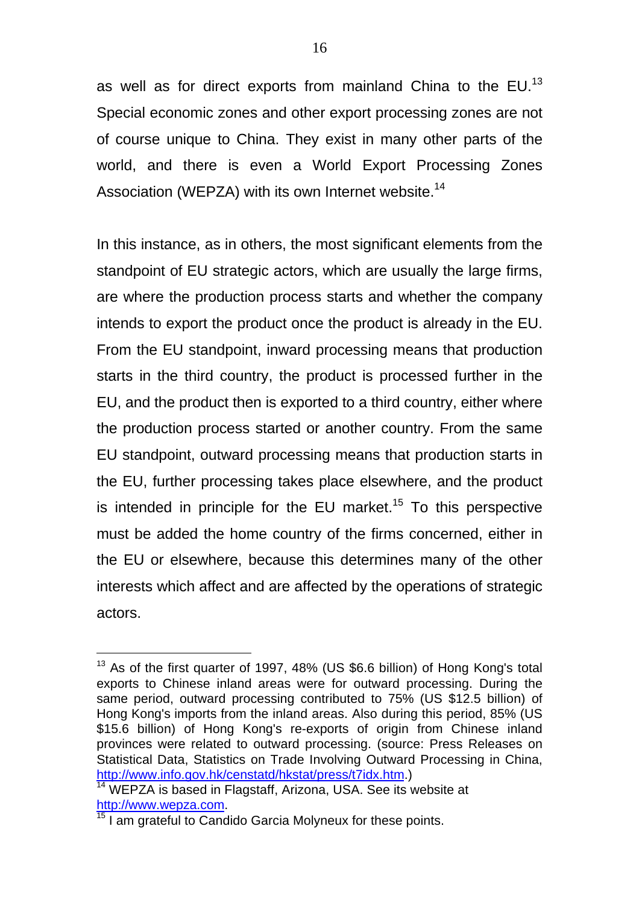as well as for direct exports from mainland China to the EU.[13] Special economic zones and other export processing zones are not of course unique to China. They exist in many other parts of the world, and there is even a World Export Processing Zones Association (WEPZA) with its own Internet website.[14]

In this instance, as in others, the most significant elements from the standpoint of EU strategic actors, which are usually the large firms, are where the production process starts and whether the company intends to export the product once the product is already in the EU. From the EU standpoint, inward processing means that production starts in the third country, the product is processed further in the EU, and the product then is exported to a third country, either where the production process started or another country. From the same EU standpoint, outward processing means that production starts in the EU, further processing takes place elsewhere, and the product is intended in principle for the EU market.[15] To this perspective must be added the home country of the firms concerned, either in the EU or elsewhere, because this determines many of the other interests which affect and are affected by the operations of strategic actors.

---

[13] As of the first quarter of 1997, 48% (US $6.6 billion) of Hong Kong's total exports to Chinese inland areas were for outward processing. During the same period, outward processing contributed to 75% (US $12.5 billion) of Hong Kong's imports from the inland areas. Also during this period, 85% (US $15.6 billion) of Hong Kong's re-exports of origin from Chinese inland provinces were related to outward processing. (source: Press Releases on Statistical Data, Statistics on Trade Involving Outward Processing in China, http://www.info.gov.hk/censtatd/hkstat/press/t7idx.htm.)

[14] WEPZA is based in Flagstaff, Arizona, USA. See its website at http://www.wepza.com.

[15] I am grateful to Candido Garcia Molyneux for these points.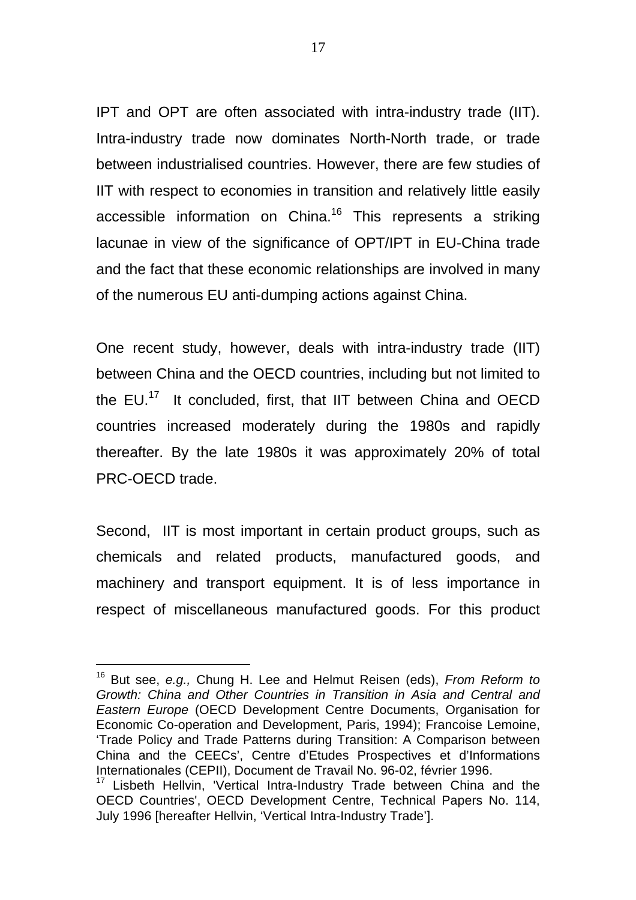IPT and OPT are often associated with intra-industry trade (IIT). Intra-industry trade now dominates North-North trade, or trade between industrialised countries. However, there are few studies of IIT with respect to economies in transition and relatively little easily accessible information on China.[16] This represents a striking lacunae in view of the significance of OPT/IPT in EU-China trade and the fact that these economic relationships are involved in many of the numerous EU anti-dumping actions against China.

One recent study, however, deals with intra-industry trade (IIT) between China and the OECD countries, including but not limited to the EU.[17] It concluded, first, that IIT between China and OECD countries increased moderately during the 1980s and rapidly thereafter. By the late 1980s it was approximately 20% of total PRC-OECD trade.

Second, IIT is most important in certain product groups, such as chemicals and related products, manufactured goods, and machinery and transport equipment. It is of less importance in respect of miscellaneous manufactured goods. For this product

---

[16] But see, *e.g.,* Chung H. Lee and Helmut Reisen (eds), *From Reform to Growth: China and Other Countries in Transition in Asia and Central and Eastern Europe* (OECD Development Centre Documents, Organisation for Economic Co-operation and Development, Paris, 1994); Francoise Lemoine, 'Trade Policy and Trade Patterns during Transition: A Comparison between China and the CEECs', Centre d'Etudes Prospectives et d'Informations Internationales (CEPII), Document de Travail No. 96-02, février 1996.

[17] Lisbeth Hellvin, 'Vertical Intra-Industry Trade between China and the OECD Countries', OECD Development Centre, Technical Papers No. 114, July 1996 [hereafter Hellvin, 'Vertical Intra-Industry Trade'].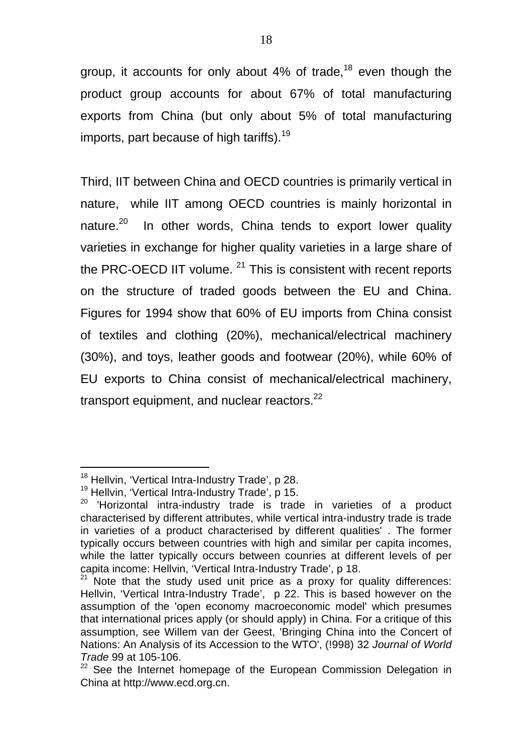group, it accounts for only about 4% of trade,[18] even though the product group accounts for about 67% of total manufacturing exports from China (but only about 5% of total manufacturing imports, part because of high tariffs).[19]

Third, IIT between China and OECD countries is primarily vertical in nature, while IIT among OECD countries is mainly horizontal in nature.[20] In other words, China tends to export lower quality varieties in exchange for higher quality varieties in a large share of the PRC-OECD IIT volume. [21] This is consistent with recent reports on the structure of traded goods between the EU and China. Figures for 1994 show that 60% of EU imports from China consist of textiles and clothing (20%), mechanical/electrical machinery (30%), and toys, leather goods and footwear (20%), while 60% of EU exports to China consist of mechanical/electrical machinery, transport equipment, and nuclear reactors.[22]

---

[18] Hellvin, 'Vertical Intra-Industry Trade', p 28.

[19] Hellvin, 'Vertical Intra-Industry Trade', p 15.

[20] 'Horizontal intra-industry trade is trade in varieties of a product characterised by different attributes, while vertical intra-industry trade is trade in varieties of a product characterised by different qualities' . The former typically occurs between countries with high and similar per capita incomes, while the latter typically occurs between counries at different levels of per capita income: Hellvin, 'Vertical Intra-Industry Trade', p 18.

[21] Note that the study used unit price as a proxy for quality differences: Hellvin, 'Vertical Intra-Industry Trade', p 22. This is based however on the assumption of the 'open economy macroeconomic model' which presumes that international prices apply (or should apply) in China. For a critique of this assumption, see Willem van der Geest, 'Bringing China into the Concert of Nations: An Analysis of its Accession to the WTO', (!998) 32 *Journal of World Trade* 99 at 105-106.

[22] See the Internet homepage of the European Commission Delegation in China at http://www.ecd.org.cn.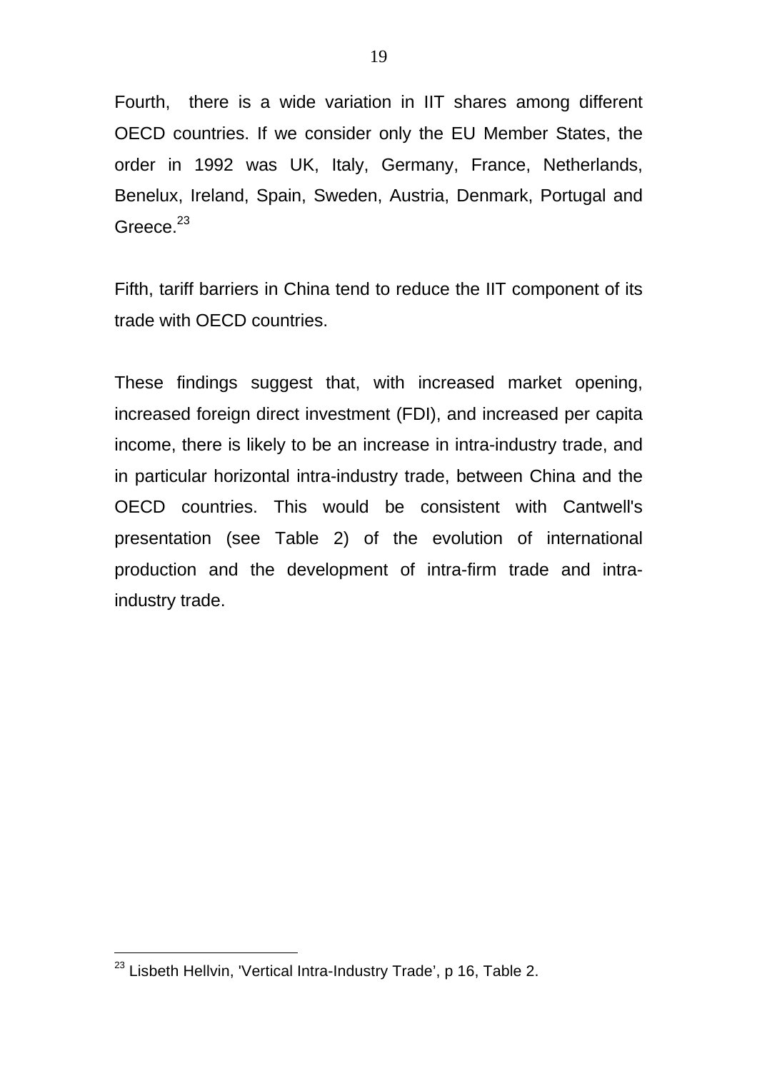Fourth, there is a wide variation in IIT shares among different OECD countries. If we consider only the EU Member States, the order in 1992 was UK, Italy, Germany, France, Netherlands, Benelux, Ireland, Spain, Sweden, Austria, Denmark, Portugal and Greece.[23]

Fifth, tariff barriers in China tend to reduce the IIT component of its trade with OECD countries.

These findings suggest that, with increased market opening, increased foreign direct investment (FDI), and increased per capita income, there is likely to be an increase in intra-industry trade, and in particular horizontal intra-industry trade, between China and the OECD countries. This would be consistent with Cantwell's presentation (see Table 2) of the evolution of international production and the development of intra-firm trade and intra-industry trade.

---

[23] Lisbeth Hellvin, 'Vertical Intra-Industry Trade', p 16, Table 2.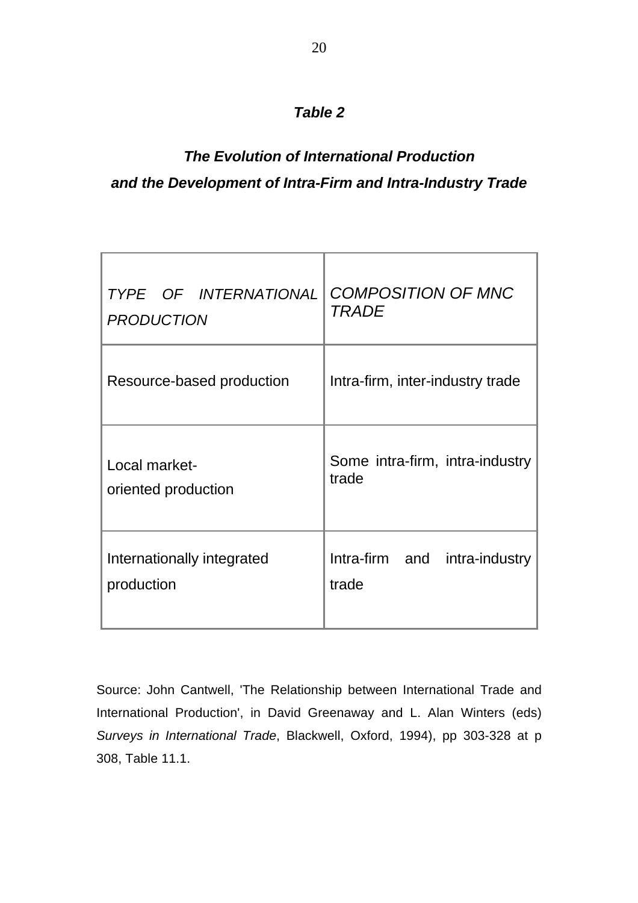***Table 2***

***The Evolution of International Production and the Development of Intra-Firm and Intra-Industry Trade***

| *TYPE OF INTERNATIONAL PRODUCTION* | *COMPOSITION OF MNC TRADE* |
|---|---|
| Resource-based production | Intra-firm, inter-industry trade |
| Local market-oriented production | Some intra-firm, intra-industry trade |
| Internationally integrated production | Intra-firm and intra-industry trade |

Source: John Cantwell, 'The Relationship between International Trade and International Production', in David Greenaway and L. Alan Winters (eds) *Surveys in International Trade*, Blackwell, Oxford, 1994), pp 303-328 at p 308, Table 11.1.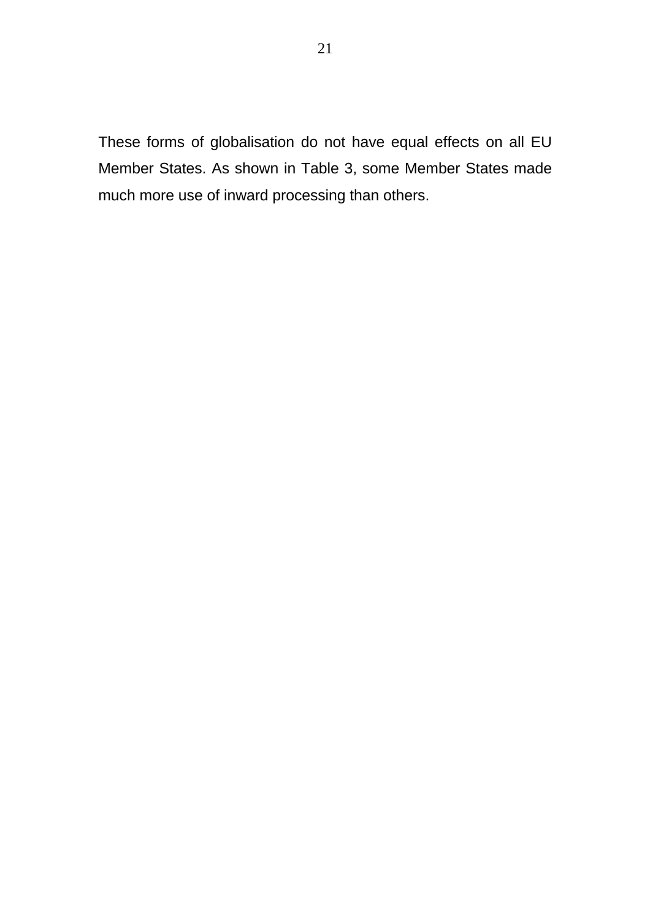These forms of globalisation do not have equal effects on all EU Member States. As shown in Table 3, some Member States made much more use of inward processing than others.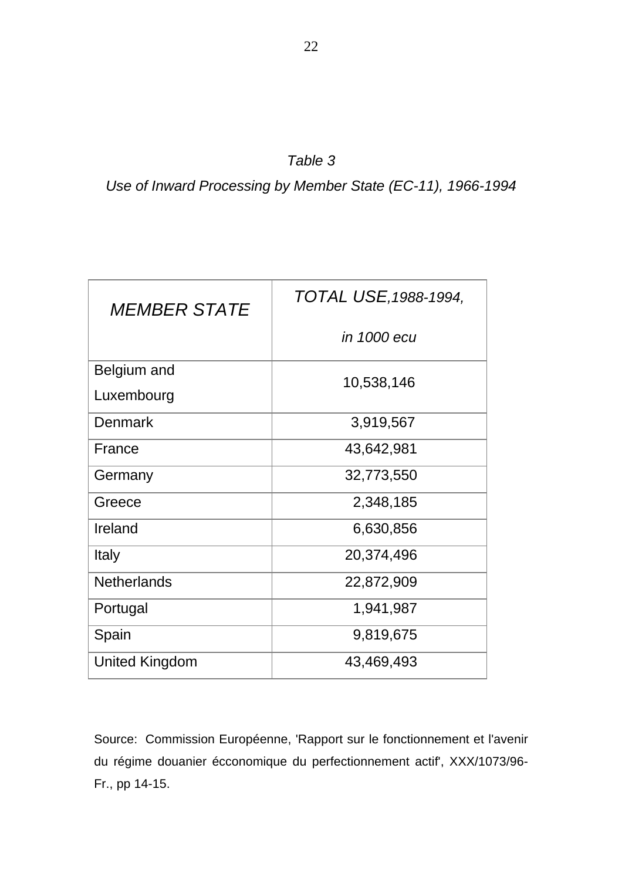*Table 3*

*Use of Inward Processing by Member State (EC-11), 1966-1994*

| *MEMBER STATE* | *TOTAL USE,1988-1994, in 1000 ecu* |
|---|---|
| Belgium and Luxembourg | 10,538,146 |
| Denmark | 3,919,567 |
| France | 43,642,981 |
| Germany | 32,773,550 |
| Greece | 2,348,185 |
| Ireland | 6,630,856 |
| Italy | 20,374,496 |
| Netherlands | 22,872,909 |
| Portugal | 1,941,987 |
| Spain | 9,819,675 |
| United Kingdom | 43,469,493 |

Source: Commission Européenne, 'Rapport sur le fonctionnement et l'avenir du régime douanier écconomique du perfectionnement actif', XXX/1073/96-Fr., pp 14-15.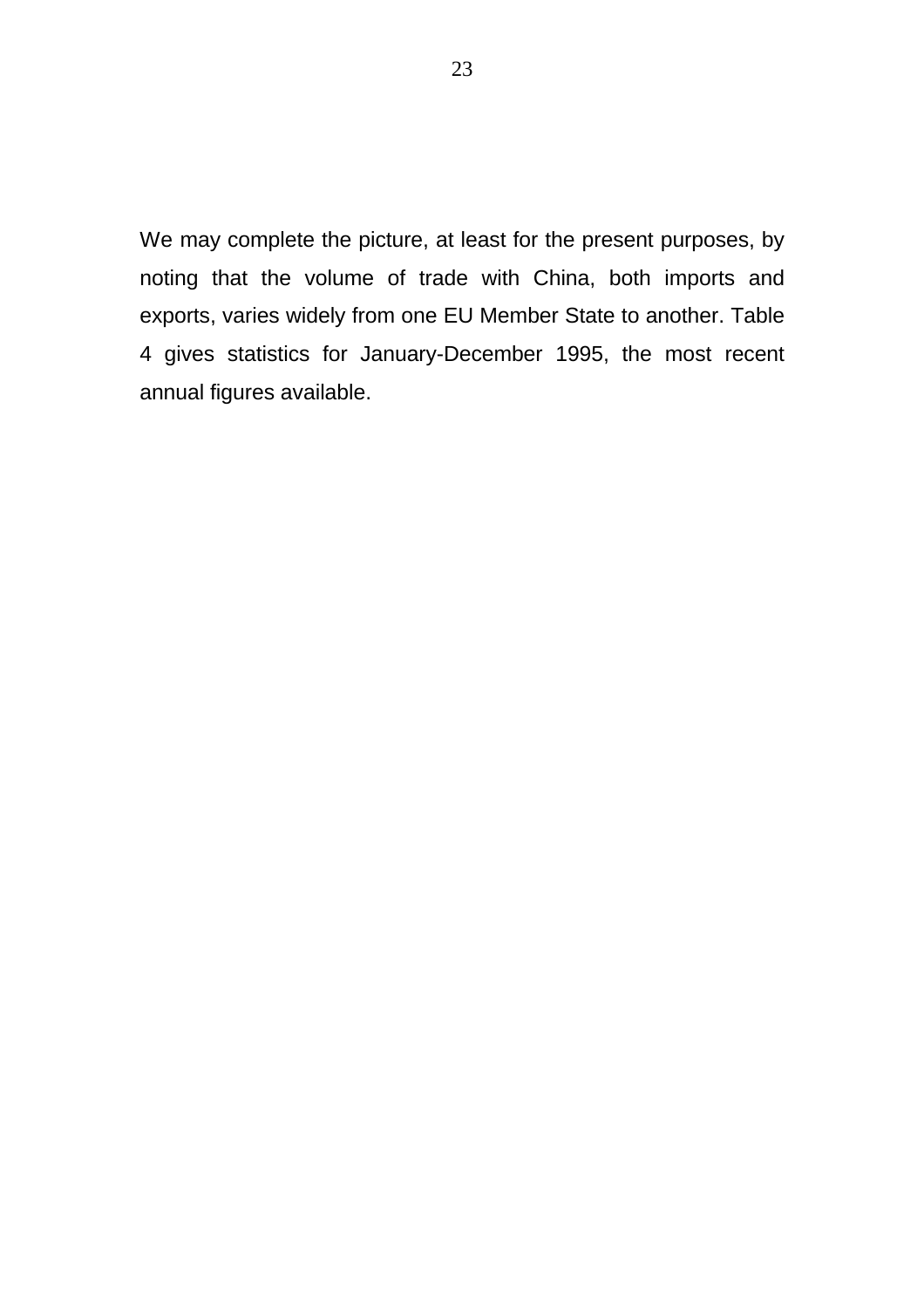We may complete the picture, at least for the present purposes, by noting that the volume of trade with China, both imports and exports, varies widely from one EU Member State to another. Table 4 gives statistics for January-December 1995, the most recent annual figures available.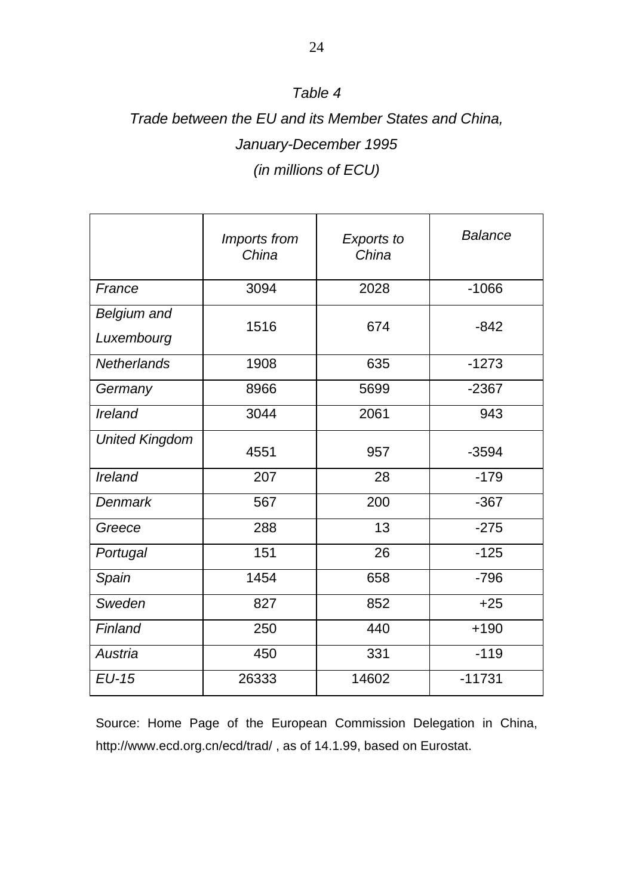*Table 4*

*Trade between the EU and its Member States and China,*

*January-December 1995*

*(in millions of ECU)*

| | *Imports from China* | *Exports to China* | *Balance* |
|---|---|---|---|
| *France* | 3094 | 2028 | -1066 |
| *Belgium and Luxembourg* | 1516 | 674 | -842 |
| *Netherlands* | 1908 | 635 | -1273 |
| *Germany* | 8966 | 5699 | -2367 |
| *Ireland* | 3044 | 2061 | 943 |
| *United Kingdom* | 4551 | 957 | -3594 |
| *Ireland* | 207 | 28 | -179 |
| *Denmark* | 567 | 200 | -367 |
| *Greece* | 288 | 13 | -275 |
| *Portugal* | 151 | 26 | -125 |
| *Spain* | 1454 | 658 | -796 |
| *Sweden* | 827 | 852 | +25 |
| *Finland* | 250 | 440 | +190 |
| *Austria* | 450 | 331 | -119 |
| *EU-15* | 26333 | 14602 | -11731 |

Source: Home Page of the European Commission Delegation in China, http://www.ecd.org.cn/ecd/trad/ , as of 14.1.99, based on Eurostat.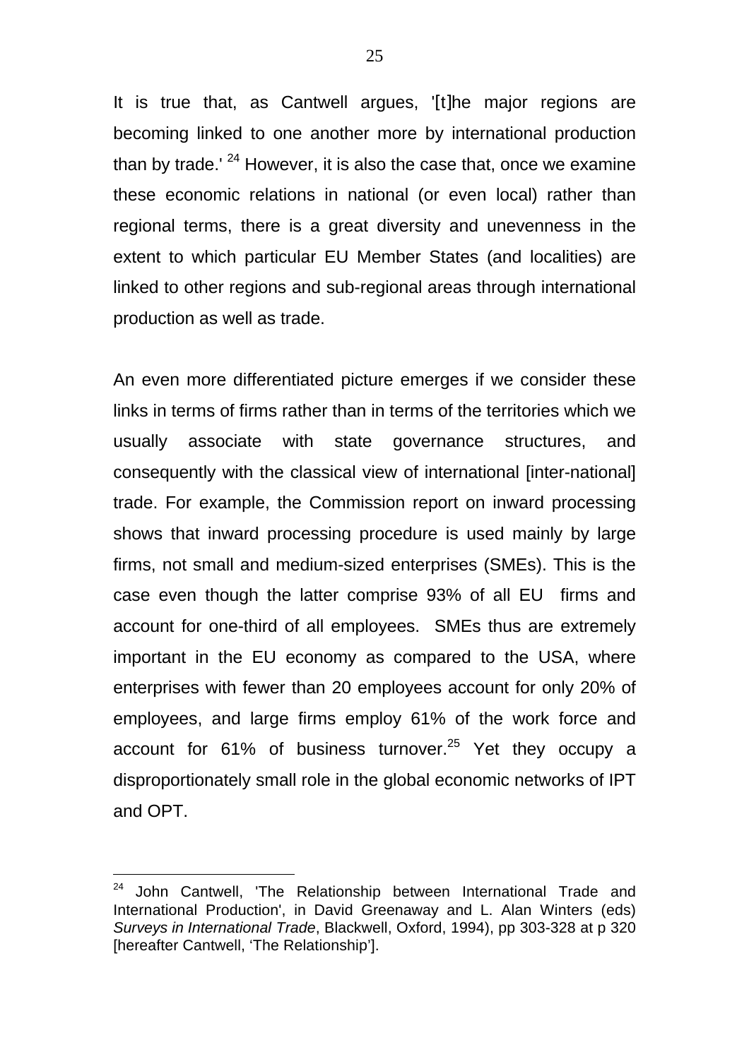It is true that, as Cantwell argues, '[t]he major regions are becoming linked to one another more by international production than by trade.' [24] However, it is also the case that, once we examine these economic relations in national (or even local) rather than regional terms, there is a great diversity and unevenness in the extent to which particular EU Member States (and localities) are linked to other regions and sub-regional areas through international production as well as trade.

An even more differentiated picture emerges if we consider these links in terms of firms rather than in terms of the territories which we usually associate with state governance structures, and consequently with the classical view of international [inter-national] trade. For example, the Commission report on inward processing shows that inward processing procedure is used mainly by large firms, not small and medium-sized enterprises (SMEs). This is the case even though the latter comprise 93% of all EU firms and account for one-third of all employees. SMEs thus are extremely important in the EU economy as compared to the USA, where enterprises with fewer than 20 employees account for only 20% of employees, and large firms employ 61% of the work force and account for 61% of business turnover.[25] Yet they occupy a disproportionately small role in the global economic networks of IPT and OPT.

---

[24] John Cantwell, 'The Relationship between International Trade and International Production', in David Greenaway and L. Alan Winters (eds) *Surveys in International Trade*, Blackwell, Oxford, 1994), pp 303-328 at p 320 [hereafter Cantwell, 'The Relationship'].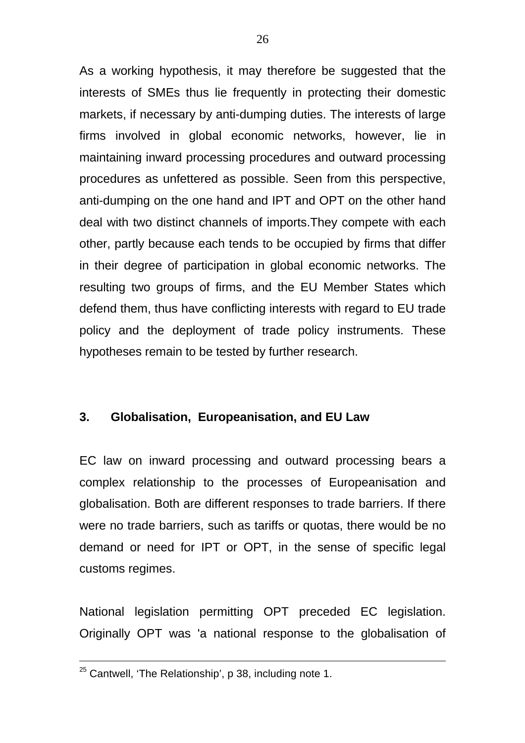As a working hypothesis, it may therefore be suggested that the interests of SMEs thus lie frequently in protecting their domestic markets, if necessary by anti-dumping duties. The interests of large firms involved in global economic networks, however, lie in maintaining inward processing procedures and outward processing procedures as unfettered as possible. Seen from this perspective, anti-dumping on the one hand and IPT and OPT on the other hand deal with two distinct channels of imports.They compete with each other, partly because each tends to be occupied by firms that differ in their degree of participation in global economic networks. The resulting two groups of firms, and the EU Member States which defend them, thus have conflicting interests with regard to EU trade policy and the deployment of trade policy instruments. These hypotheses remain to be tested by further research.

## 3. Globalisation, Europeanisation, and EU Law

EC law on inward processing and outward processing bears a complex relationship to the processes of Europeanisation and globalisation. Both are different responses to trade barriers. If there were no trade barriers, such as tariffs or quotas, there would be no demand or need for IPT or OPT, in the sense of specific legal customs regimes.

National legislation permitting OPT preceded EC legislation. Originally OPT was 'a national response to the globalisation of

---

[25] Cantwell, 'The Relationship', p 38, including note 1.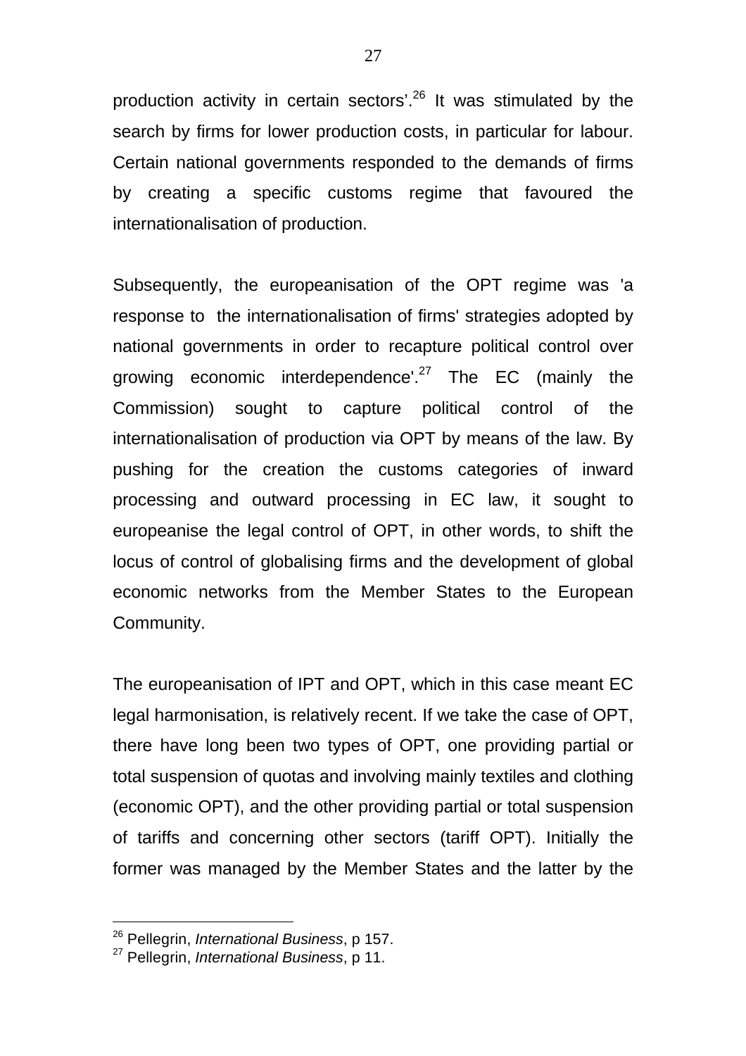production activity in certain sectors'.[26] It was stimulated by the search by firms for lower production costs, in particular for labour. Certain national governments responded to the demands of firms by creating a specific customs regime that favoured the internationalisation of production.

Subsequently, the europeanisation of the OPT regime was 'a response to the internationalisation of firms' strategies adopted by national governments in order to recapture political control over growing economic interdependence'.[27] The EC (mainly the Commission) sought to capture political control of the internationalisation of production via OPT by means of the law. By pushing for the creation the customs categories of inward processing and outward processing in EC law, it sought to europeanise the legal control of OPT, in other words, to shift the locus of control of globalising firms and the development of global economic networks from the Member States to the European Community.

The europeanisation of IPT and OPT, which in this case meant EC legal harmonisation, is relatively recent. If we take the case of OPT, there have long been two types of OPT, one providing partial or total suspension of quotas and involving mainly textiles and clothing (economic OPT), and the other providing partial or total suspension of tariffs and concerning other sectors (tariff OPT). Initially the former was managed by the Member States and the latter by the

---

[26] Pellegrin, *International Business*, p 157.

[27] Pellegrin, *International Business*, p 11.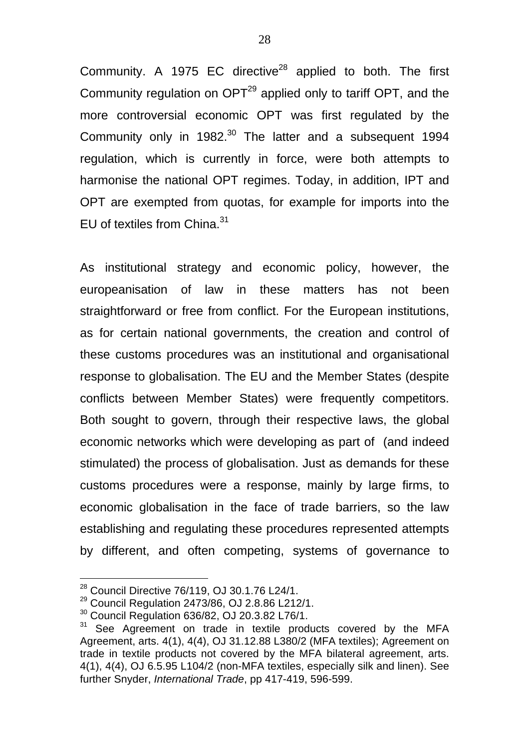Community. A 1975 EC directive[28] applied to both. The first Community regulation on OPT[29] applied only to tariff OPT, and the more controversial economic OPT was first regulated by the Community only in 1982.[30] The latter and a subsequent 1994 regulation, which is currently in force, were both attempts to harmonise the national OPT regimes. Today, in addition, IPT and OPT are exempted from quotas, for example for imports into the EU of textiles from China.[31]

As institutional strategy and economic policy, however, the europeanisation of law in these matters has not been straightforward or free from conflict. For the European institutions, as for certain national governments, the creation and control of these customs procedures was an institutional and organisational response to globalisation. The EU and the Member States (despite conflicts between Member States) were frequently competitors. Both sought to govern, through their respective laws, the global economic networks which were developing as part of (and indeed stimulated) the process of globalisation. Just as demands for these customs procedures were a response, mainly by large firms, to economic globalisation in the face of trade barriers, so the law establishing and regulating these procedures represented attempts by different, and often competing, systems of governance to

---

[28] Council Directive 76/119, OJ 30.1.76 L24/1.

[29] Council Regulation 2473/86, OJ 2.8.86 L212/1.

[30] Council Regulation 636/82, OJ 20.3.82 L76/1.

[31] See Agreement on trade in textile products covered by the MFA Agreement, arts. 4(1), 4(4), OJ 31.12.88 L380/2 (MFA textiles); Agreement on trade in textile products not covered by the MFA bilateral agreement, arts. 4(1), 4(4), OJ 6.5.95 L104/2 (non-MFA textiles, especially silk and linen). See further Snyder, *International Trade*, pp 417-419, 596-599.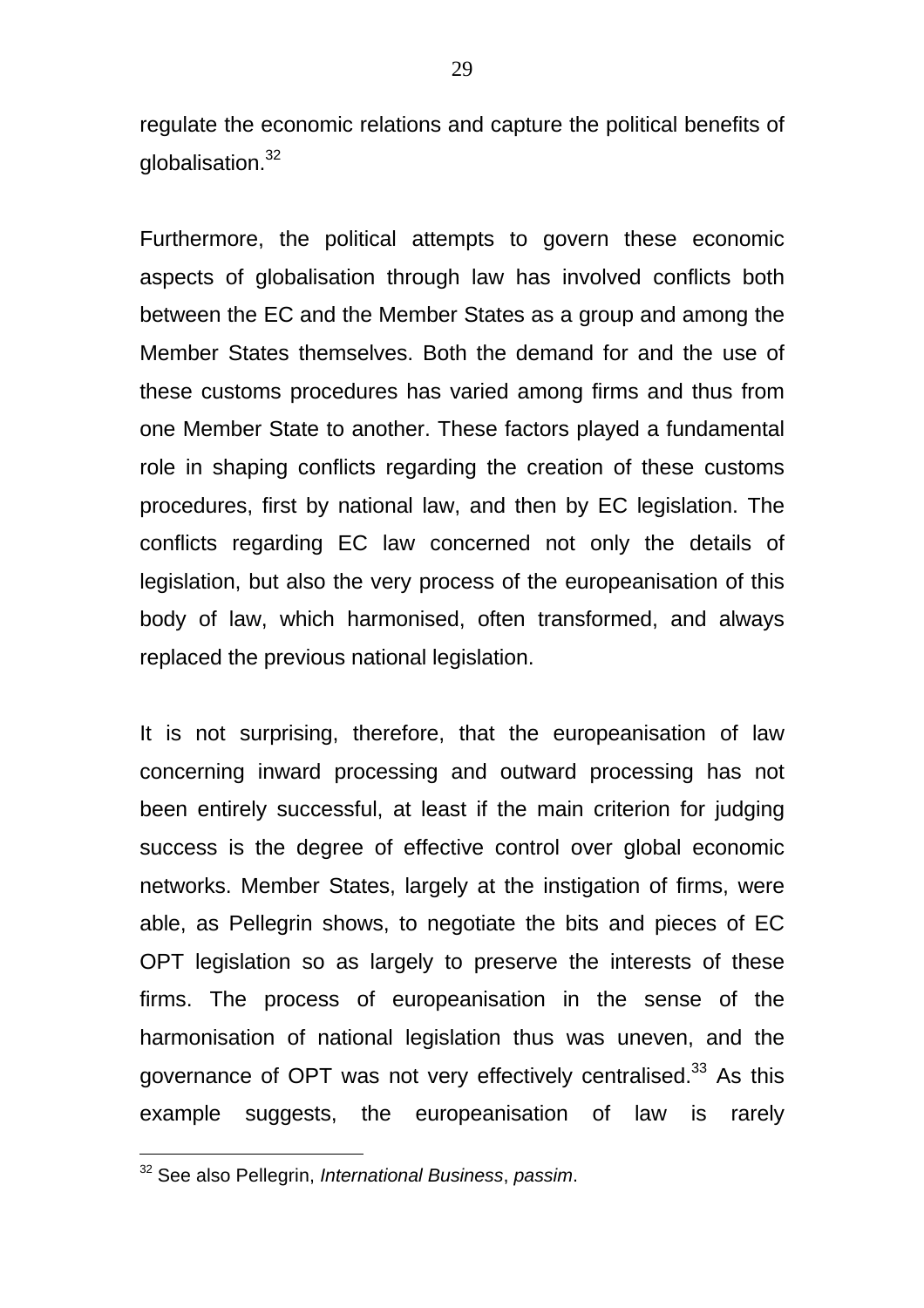regulate the economic relations and capture the political benefits of globalisation.[32]

Furthermore, the political attempts to govern these economic aspects of globalisation through law has involved conflicts both between the EC and the Member States as a group and among the Member States themselves. Both the demand for and the use of these customs procedures has varied among firms and thus from one Member State to another. These factors played a fundamental role in shaping conflicts regarding the creation of these customs procedures, first by national law, and then by EC legislation. The conflicts regarding EC law concerned not only the details of legislation, but also the very process of the europeanisation of this body of law, which harmonised, often transformed, and always replaced the previous national legislation.

It is not surprising, therefore, that the europeanisation of law concerning inward processing and outward processing has not been entirely successful, at least if the main criterion for judging success is the degree of effective control over global economic networks. Member States, largely at the instigation of firms, were able, as Pellegrin shows, to negotiate the bits and pieces of EC OPT legislation so as largely to preserve the interests of these firms. The process of europeanisation in the sense of the harmonisation of national legislation thus was uneven, and the governance of OPT was not very effectively centralised.[33] As this example suggests, the europeanisation of law is rarely

[32] See also Pellegrin, *International Business*, *passim*.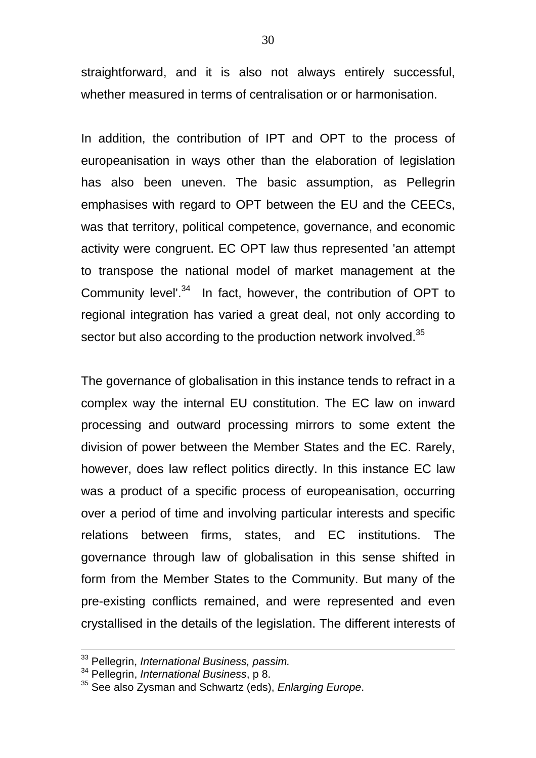straightforward, and it is also not always entirely successful, whether measured in terms of centralisation or or harmonisation.

In addition, the contribution of IPT and OPT to the process of europeanisation in ways other than the elaboration of legislation has also been uneven. The basic assumption, as Pellegrin emphasises with regard to OPT between the EU and the CEECs, was that territory, political competence, governance, and economic activity were congruent. EC OPT law thus represented 'an attempt to transpose the national model of market management at the Community level'.[34] In fact, however, the contribution of OPT to regional integration has varied a great deal, not only according to sector but also according to the production network involved.[35]

The governance of globalisation in this instance tends to refract in a complex way the internal EU constitution. The EC law on inward processing and outward processing mirrors to some extent the division of power between the Member States and the EC. Rarely, however, does law reflect politics directly. In this instance EC law was a product of a specific process of europeanisation, occurring over a period of time and involving particular interests and specific relations between firms, states, and EC institutions. The governance through law of globalisation in this sense shifted in form from the Member States to the Community. But many of the pre-existing conflicts remained, and were represented and even crystallised in the details of the legislation. The different interests of

---

[33] Pellegrin, *International Business, passim.*

[34] Pellegrin, *International Business*, p 8.

[35] See also Zysman and Schwartz (eds), *Enlarging Europe*.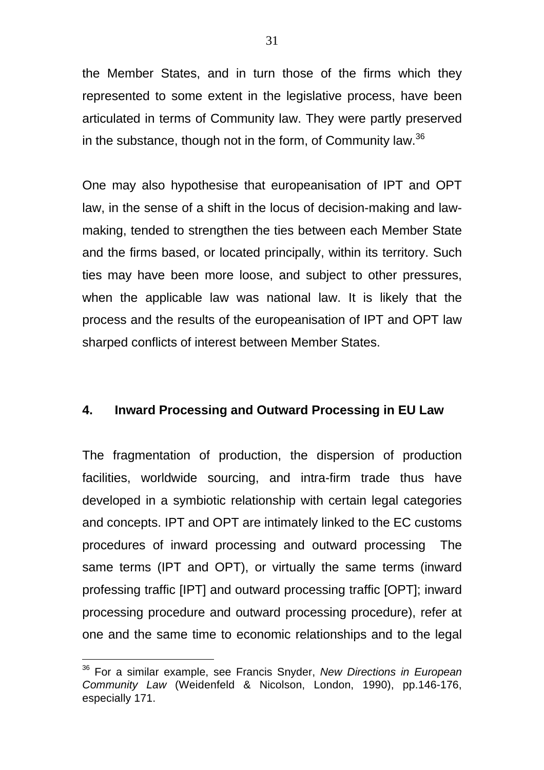the Member States, and in turn those of the firms which they represented to some extent in the legislative process, have been articulated in terms of Community law. They were partly preserved in the substance, though not in the form, of Community law.[36]

One may also hypothesise that europeanisation of IPT and OPT law, in the sense of a shift in the locus of decision-making and law-making, tended to strengthen the ties between each Member State and the firms based, or located principally, within its territory. Such ties may have been more loose, and subject to other pressures, when the applicable law was national law. It is likely that the process and the results of the europeanisation of IPT and OPT law sharped conflicts of interest between Member States.

## 4. Inward Processing and Outward Processing in EU Law

The fragmentation of production, the dispersion of production facilities, worldwide sourcing, and intra-firm trade thus have developed in a symbiotic relationship with certain legal categories and concepts. IPT and OPT are intimately linked to the EC customs procedures of inward processing and outward processing The same terms (IPT and OPT), or virtually the same terms (inward professing traffic [IPT] and outward processing traffic [OPT]; inward processing procedure and outward processing procedure), refer at one and the same time to economic relationships and to the legal

[36] For a similar example, see Francis Snyder, *New Directions in European Community Law* (Weidenfeld & Nicolson, London, 1990), pp.146-176, especially 171.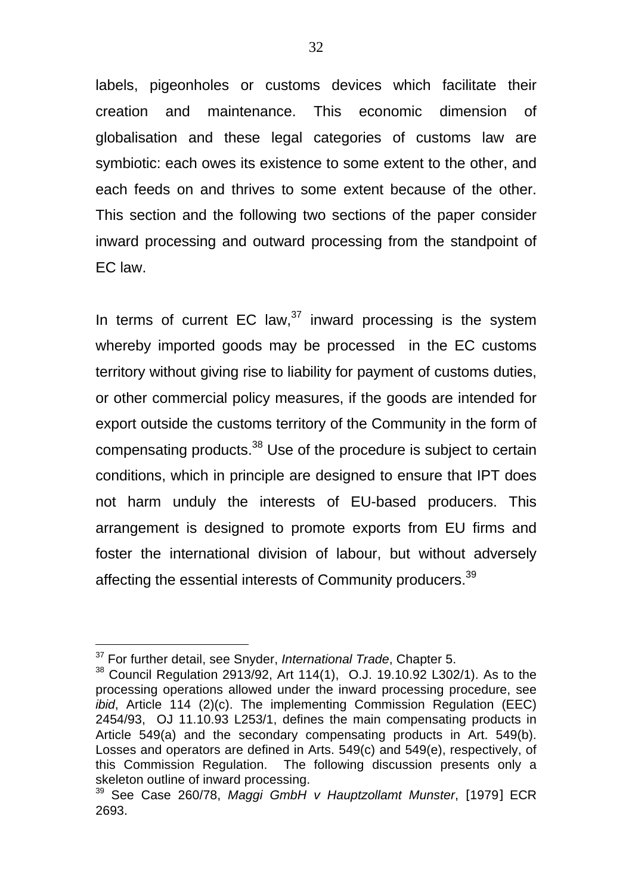labels, pigeonholes or customs devices which facilitate their creation and maintenance. This economic dimension of globalisation and these legal categories of customs law are symbiotic: each owes its existence to some extent to the other, and each feeds on and thrives to some extent because of the other. This section and the following two sections of the paper consider inward processing and outward processing from the standpoint of EC law.

In terms of current EC law,[37] inward processing is the system whereby imported goods may be processed in the EC customs territory without giving rise to liability for payment of customs duties, or other commercial policy measures, if the goods are intended for export outside the customs territory of the Community in the form of compensating products.[38] Use of the procedure is subject to certain conditions, which in principle are designed to ensure that IPT does not harm unduly the interests of EU-based producers. This arrangement is designed to promote exports from EU firms and foster the international division of labour, but without adversely affecting the essential interests of Community producers.[39]

---

[37] For further detail, see Snyder, *International Trade*, Chapter 5.

[38] Council Regulation 2913/92, Art 114(1), O.J. 19.10.92 L302/1). As to the processing operations allowed under the inward processing procedure, see *ibid*, Article 114 (2)(c). The implementing Commission Regulation (EEC) 2454/93, OJ 11.10.93 L253/1, defines the main compensating products in Article 549(a) and the secondary compensating products in Art. 549(b). Losses and operators are defined in Arts. 549(c) and 549(e), respectively, of this Commission Regulation. The following discussion presents only a skeleton outline of inward processing.

[39] See Case 260/78, *Maggi GmbH v Hauptzollamt Munster*, [1979] ECR 2693.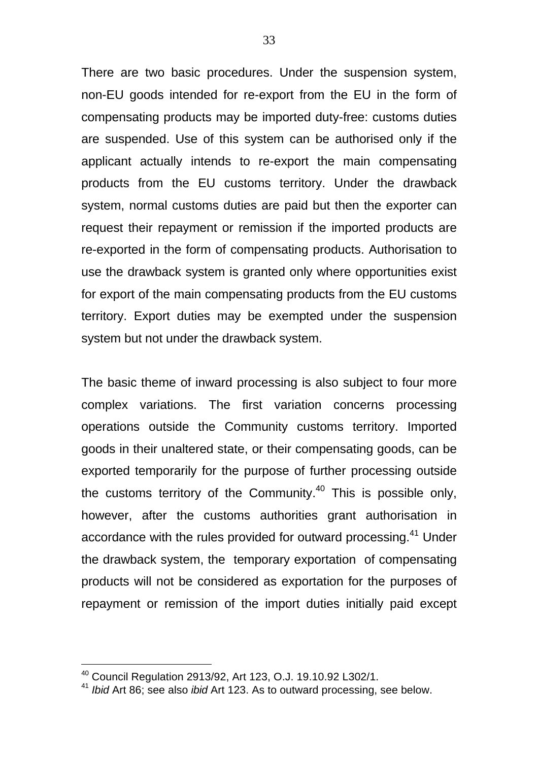There are two basic procedures. Under the suspension system, non-EU goods intended for re-export from the EU in the form of compensating products may be imported duty-free: customs duties are suspended. Use of this system can be authorised only if the applicant actually intends to re-export the main compensating products from the EU customs territory. Under the drawback system, normal customs duties are paid but then the exporter can request their repayment or remission if the imported products are re-exported in the form of compensating products. Authorisation to use the drawback system is granted only where opportunities exist for export of the main compensating products from the EU customs territory. Export duties may be exempted under the suspension system but not under the drawback system.

The basic theme of inward processing is also subject to four more complex variations. The first variation concerns processing operations outside the Community customs territory. Imported goods in their unaltered state, or their compensating goods, can be exported temporarily for the purpose of further processing outside the customs territory of the Community.[40] This is possible only, however, after the customs authorities grant authorisation in accordance with the rules provided for outward processing.[41] Under the drawback system, the temporary exportation of compensating products will not be considered as exportation for the purposes of repayment or remission of the import duties initially paid except

[40] Council Regulation 2913/92, Art 123, O.J. 19.10.92 L302/1.

[41] *Ibid* Art 86; see also *ibid* Art 123. As to outward processing, see below.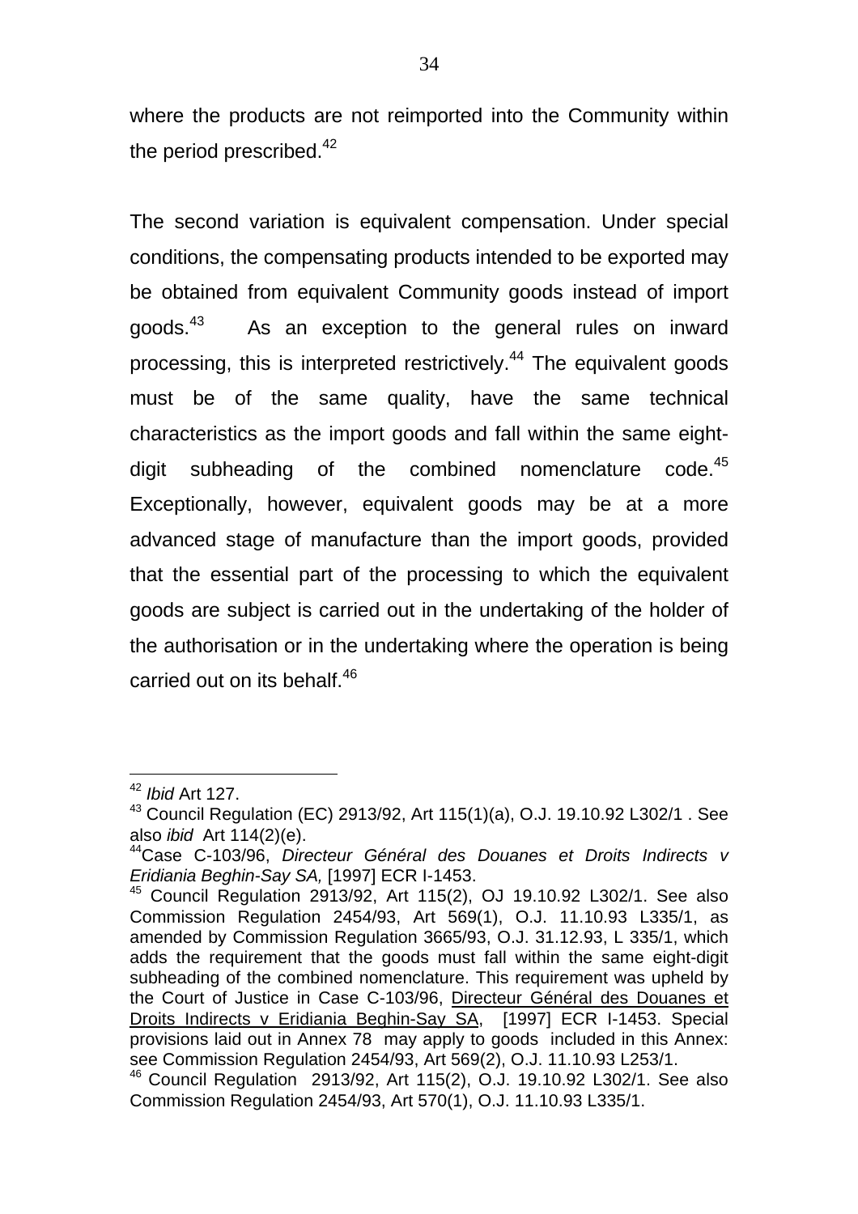where the products are not reimported into the Community within the period prescribed.[42]

The second variation is equivalent compensation. Under special conditions, the compensating products intended to be exported may be obtained from equivalent Community goods instead of import goods.[43] As an exception to the general rules on inward processing, this is interpreted restrictively.[44] The equivalent goods must be of the same quality, have the same technical characteristics as the import goods and fall within the same eight-digit subheading of the combined nomenclature code.[45] Exceptionally, however, equivalent goods may be at a more advanced stage of manufacture than the import goods, provided that the essential part of the processing to which the equivalent goods are subject is carried out in the undertaking of the holder of the authorisation or in the undertaking where the operation is being carried out on its behalf.[46]

---

[42] *Ibid* Art 127.

[43] Council Regulation (EC) 2913/92, Art 115(1)(a), O.J. 19.10.92 L302/1 . See also *ibid* Art 114(2)(e).

[44] Case C-103/96, *Directeur Général des Douanes et Droits Indirects v Eridiania Beghin-Say SA,* [1997] ECR I-1453.

[45] Council Regulation 2913/92, Art 115(2), OJ 19.10.92 L302/1. See also Commission Regulation 2454/93, Art 569(1), O.J. 11.10.93 L335/1, as amended by Commission Regulation 3665/93, O.J. 31.12.93, L 335/1, which adds the requirement that the goods must fall within the same eight-digit subheading of the combined nomenclature. This requirement was upheld by the Court of Justice in Case C-103/96, Directeur Général des Douanes et Droits Indirects v Eridiania Beghin-Say SA, [1997] ECR I-1453. Special provisions laid out in Annex 78 may apply to goods included in this Annex: see Commission Regulation 2454/93, Art 569(2), O.J. 11.10.93 L253/1.

[46] Council Regulation 2913/92, Art 115(2), O.J. 19.10.92 L302/1. See also Commission Regulation 2454/93, Art 570(1), O.J. 11.10.93 L335/1.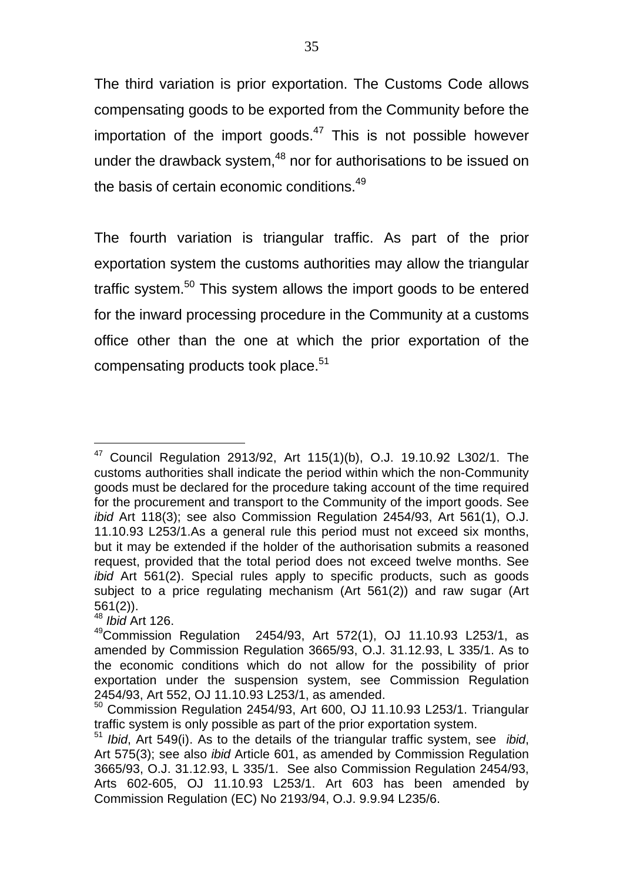The third variation is prior exportation. The Customs Code allows compensating goods to be exported from the Community before the importation of the import goods.[47] This is not possible however under the drawback system,[48] nor for authorisations to be issued on the basis of certain economic conditions.[49]

The fourth variation is triangular traffic. As part of the prior exportation system the customs authorities may allow the triangular traffic system.[50] This system allows the import goods to be entered for the inward processing procedure in the Community at a customs office other than the one at which the prior exportation of the compensating products took place.[51]

---

[47] Council Regulation 2913/92, Art 115(1)(b), O.J. 19.10.92 L302/1. The customs authorities shall indicate the period within which the non-Community goods must be declared for the procedure taking account of the time required for the procurement and transport to the Community of the import goods. See *ibid* Art 118(3); see also Commission Regulation 2454/93, Art 561(1), O.J. 11.10.93 L253/1.As a general rule this period must not exceed six months, but it may be extended if the holder of the authorisation submits a reasoned request, provided that the total period does not exceed twelve months. See *ibid* Art 561(2). Special rules apply to specific products, such as goods subject to a price regulating mechanism (Art 561(2)) and raw sugar (Art 561(2)).

[48] *Ibid* Art 126.

[49] Commission Regulation 2454/93, Art 572(1), OJ 11.10.93 L253/1, as amended by Commission Regulation 3665/93, O.J. 31.12.93, L 335/1. As to the economic conditions which do not allow for the possibility of prior exportation under the suspension system, see Commission Regulation 2454/93, Art 552, OJ 11.10.93 L253/1, as amended.

[50] Commission Regulation 2454/93, Art 600, OJ 11.10.93 L253/1. Triangular traffic system is only possible as part of the prior exportation system.

[51] *Ibid*, Art 549(i). As to the details of the triangular traffic system, see *ibid*, Art 575(3); see also *ibid* Article 601, as amended by Commission Regulation 3665/93, O.J. 31.12.93, L 335/1. See also Commission Regulation 2454/93, Arts 602-605, OJ 11.10.93 L253/1. Art 603 has been amended by Commission Regulation (EC) No 2193/94, O.J. 9.9.94 L235/6.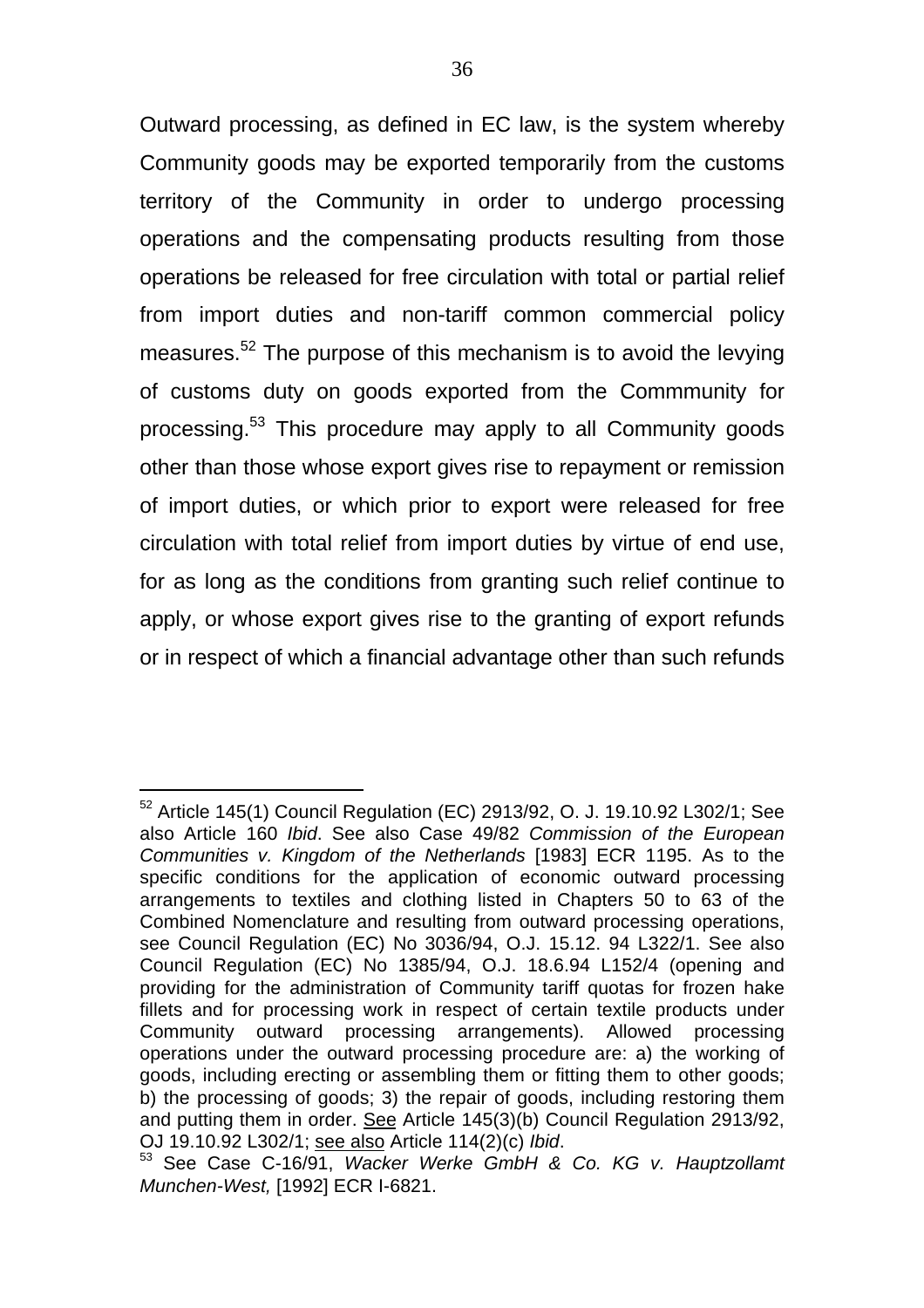Outward processing, as defined in EC law, is the system whereby Community goods may be exported temporarily from the customs territory of the Community in order to undergo processing operations and the compensating products resulting from those operations be released for free circulation with total or partial relief from import duties and non-tariff common commercial policy measures.[52] The purpose of this mechanism is to avoid the levying of customs duty on goods exported from the Commmunity for processing.[53] This procedure may apply to all Community goods other than those whose export gives rise to repayment or remission of import duties, or which prior to export were released for free circulation with total relief from import duties by virtue of end use, for as long as the conditions from granting such relief continue to apply, or whose export gives rise to the granting of export refunds or in respect of which a financial advantage other than such refunds

---

[52] Article 145(1) Council Regulation (EC) 2913/92, O. J. 19.10.92 L302/1; See also Article 160 *Ibid*. See also Case 49/82 *Commission of the European Communities v. Kingdom of the Netherlands* [1983] ECR 1195. As to the specific conditions for the application of economic outward processing arrangements to textiles and clothing listed in Chapters 50 to 63 of the Combined Nomenclature and resulting from outward processing operations, see Council Regulation (EC) No 3036/94, O.J. 15.12. 94 L322/1. See also Council Regulation (EC) No 1385/94, O.J. 18.6.94 L152/4 (opening and providing for the administration of Community tariff quotas for frozen hake fillets and for processing work in respect of certain textile products under Community outward processing arrangements). Allowed processing operations under the outward processing procedure are: a) the working of goods, including erecting or assembling them or fitting them to other goods; b) the processing of goods; 3) the repair of goods, including restoring them and putting them in order. <u>See</u> Article 145(3)(b) Council Regulation 2913/92, OJ 19.10.92 L302/1; <u>see also</u> Article 114(2)(c) *Ibid*.

[53] See Case C-16/91, *Wacker Werke GmbH & Co. KG v. Hauptzollamt Munchen-West,* [1992] ECR I-6821.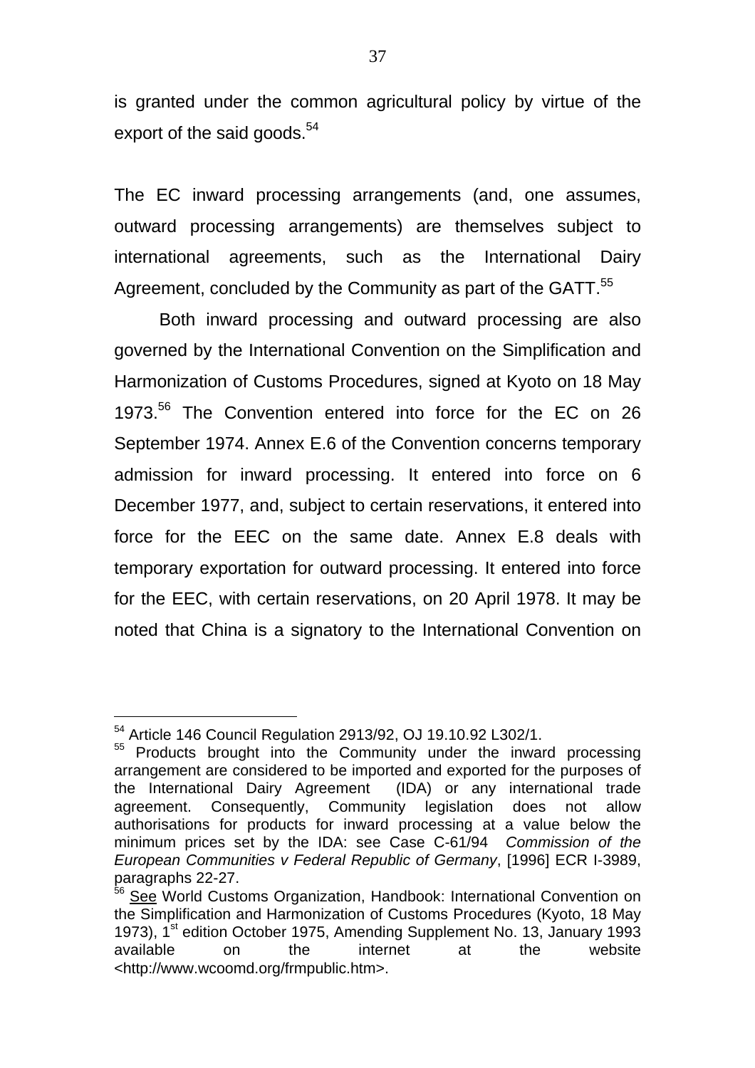is granted under the common agricultural policy by virtue of the export of the said goods.[54]

The EC inward processing arrangements (and, one assumes, outward processing arrangements) are themselves subject to international agreements, such as the International Dairy Agreement, concluded by the Community as part of the GATT.[55]

Both inward processing and outward processing are also governed by the International Convention on the Simplification and Harmonization of Customs Procedures, signed at Kyoto on 18 May 1973.[56] The Convention entered into force for the EC on 26 September 1974. Annex E.6 of the Convention concerns temporary admission for inward processing. It entered into force on 6 December 1977, and, subject to certain reservations, it entered into force for the EEC on the same date. Annex E.8 deals with temporary exportation for outward processing. It entered into force for the EEC, with certain reservations, on 20 April 1978. It may be noted that China is a signatory to the International Convention on

---

[54] Article 146 Council Regulation 2913/92, OJ 19.10.92 L302/1.

[55] Products brought into the Community under the inward processing arrangement are considered to be imported and exported for the purposes of the International Dairy Agreement (IDA) or any international trade agreement. Consequently, Community legislation does not allow authorisations for products for inward processing at a value below the minimum prices set by the IDA: see Case C-61/94 *Commission of the European Communities v Federal Republic of Germany*, [1996] ECR I-3989, paragraphs 22-27.

[56] See World Customs Organization, Handbook: International Convention on the Simplification and Harmonization of Customs Procedures (Kyoto, 18 May 1973), 1st edition October 1975, Amending Supplement No. 13, January 1993 available on the internet at the website <http://www.wcoomd.org/frmpublic.htm>.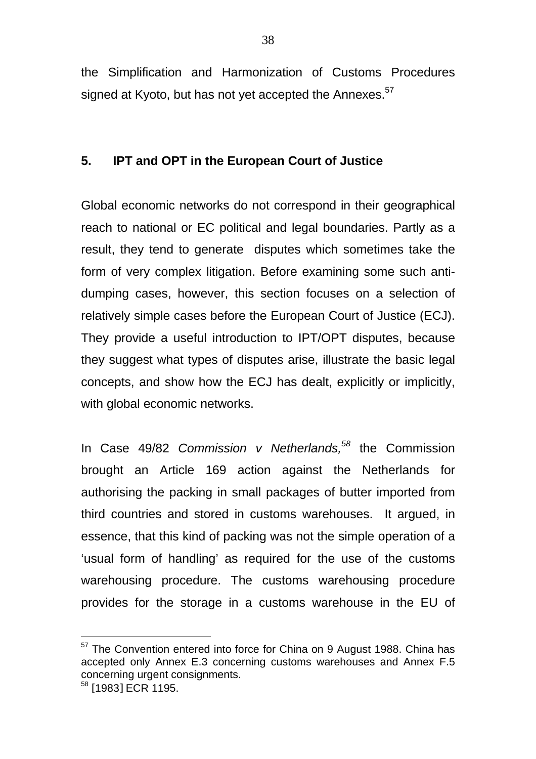the Simplification and Harmonization of Customs Procedures signed at Kyoto, but has not yet accepted the Annexes.[57]

## 5. IPT and OPT in the European Court of Justice

Global economic networks do not correspond in their geographical reach to national or EC political and legal boundaries. Partly as a result, they tend to generate disputes which sometimes take the form of very complex litigation. Before examining some such anti-dumping cases, however, this section focuses on a selection of relatively simple cases before the European Court of Justice (ECJ). They provide a useful introduction to IPT/OPT disputes, because they suggest what types of disputes arise, illustrate the basic legal concepts, and show how the ECJ has dealt, explicitly or implicitly, with global economic networks.

In Case 49/82 *Commission v Netherlands,*[58] the Commission brought an Article 169 action against the Netherlands for authorising the packing in small packages of butter imported from third countries and stored in customs warehouses. It argued, in essence, that this kind of packing was not the simple operation of a 'usual form of handling' as required for the use of the customs warehousing procedure. The customs warehousing procedure provides for the storage in a customs warehouse in the EU of

---

[57] The Convention entered into force for China on 9 August 1988. China has accepted only Annex E.3 concerning customs warehouses and Annex F.5 concerning urgent consignments.

[58] [1983] ECR 1195.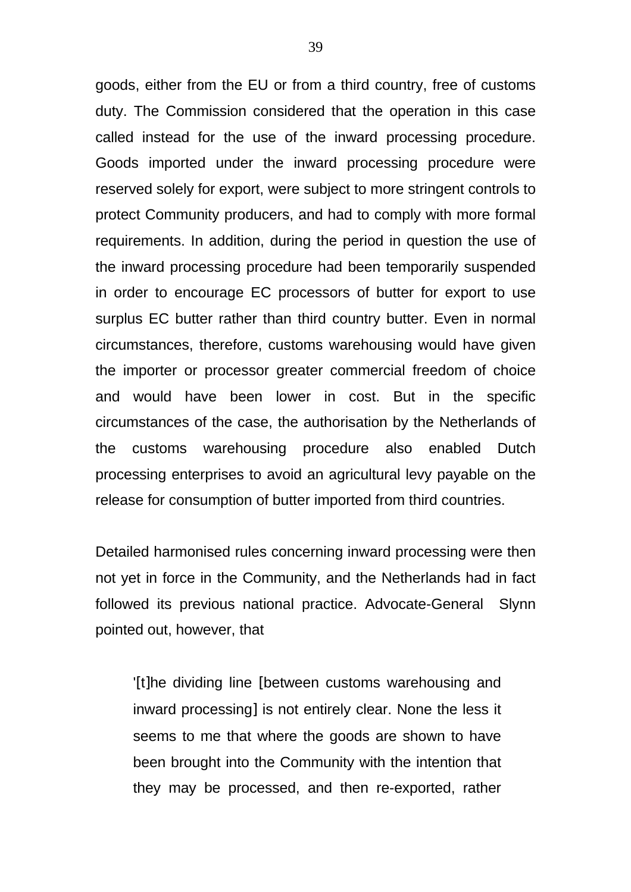goods, either from the EU or from a third country, free of customs duty. The Commission considered that the operation in this case called instead for the use of the inward processing procedure. Goods imported under the inward processing procedure were reserved solely for export, were subject to more stringent controls to protect Community producers, and had to comply with more formal requirements. In addition, during the period in question the use of the inward processing procedure had been temporarily suspended in order to encourage EC processors of butter for export to use surplus EC butter rather than third country butter. Even in normal circumstances, therefore, customs warehousing would have given the importer or processor greater commercial freedom of choice and would have been lower in cost. But in the specific circumstances of the case, the authorisation by the Netherlands of the customs warehousing procedure also enabled Dutch processing enterprises to avoid an agricultural levy payable on the release for consumption of butter imported from third countries.

Detailed harmonised rules concerning inward processing were then not yet in force in the Community, and the Netherlands had in fact followed its previous national practice. Advocate-General Slynn pointed out, however, that

> '[t]he dividing line [between customs warehousing and inward processing] is not entirely clear. None the less it seems to me that where the goods are shown to have been brought into the Community with the intention that they may be processed, and then re-exported, rather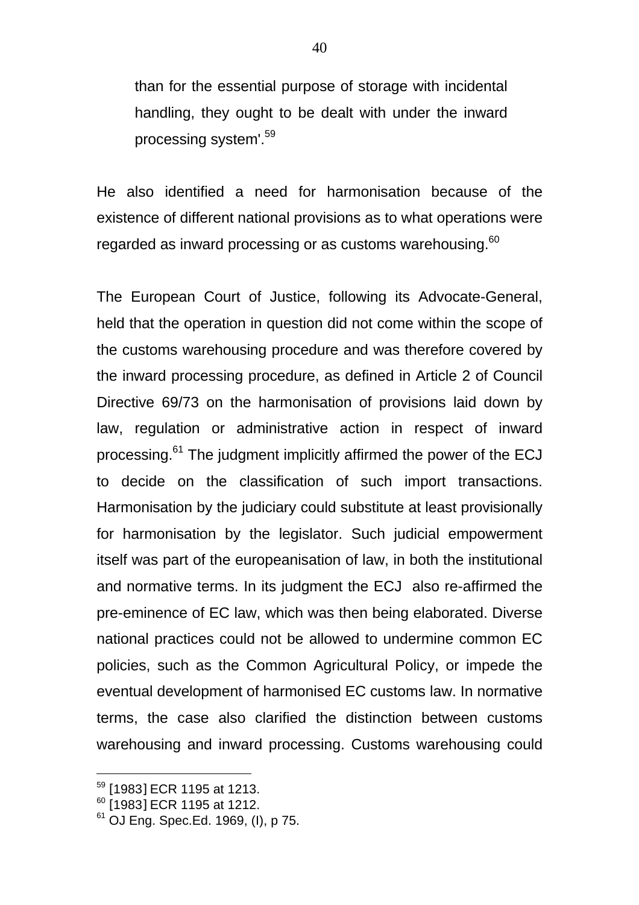> than for the essential purpose of storage with incidental handling, they ought to be dealt with under the inward processing system'.[59]

He also identified a need for harmonisation because of the existence of different national provisions as to what operations were regarded as inward processing or as customs warehousing.[60]

The European Court of Justice, following its Advocate-General, held that the operation in question did not come within the scope of the customs warehousing procedure and was therefore covered by the inward processing procedure, as defined in Article 2 of Council Directive 69/73 on the harmonisation of provisions laid down by law, regulation or administrative action in respect of inward processing.[61] The judgment implicitly affirmed the power of the ECJ to decide on the classification of such import transactions. Harmonisation by the judiciary could substitute at least provisionally for harmonisation by the legislator. Such judicial empowerment itself was part of the europeanisation of law, in both the institutional and normative terms. In its judgment the ECJ also re-affirmed the pre-eminence of EC law, which was then being elaborated. Diverse national practices could not be allowed to undermine common EC policies, such as the Common Agricultural Policy, or impede the eventual development of harmonised EC customs law. In normative terms, the case also clarified the distinction between customs warehousing and inward processing. Customs warehousing could

---

[59] [1983] ECR 1195 at 1213.

[60] [1983] ECR 1195 at 1212.

[61] OJ Eng. Spec.Ed. 1969, (I), p 75.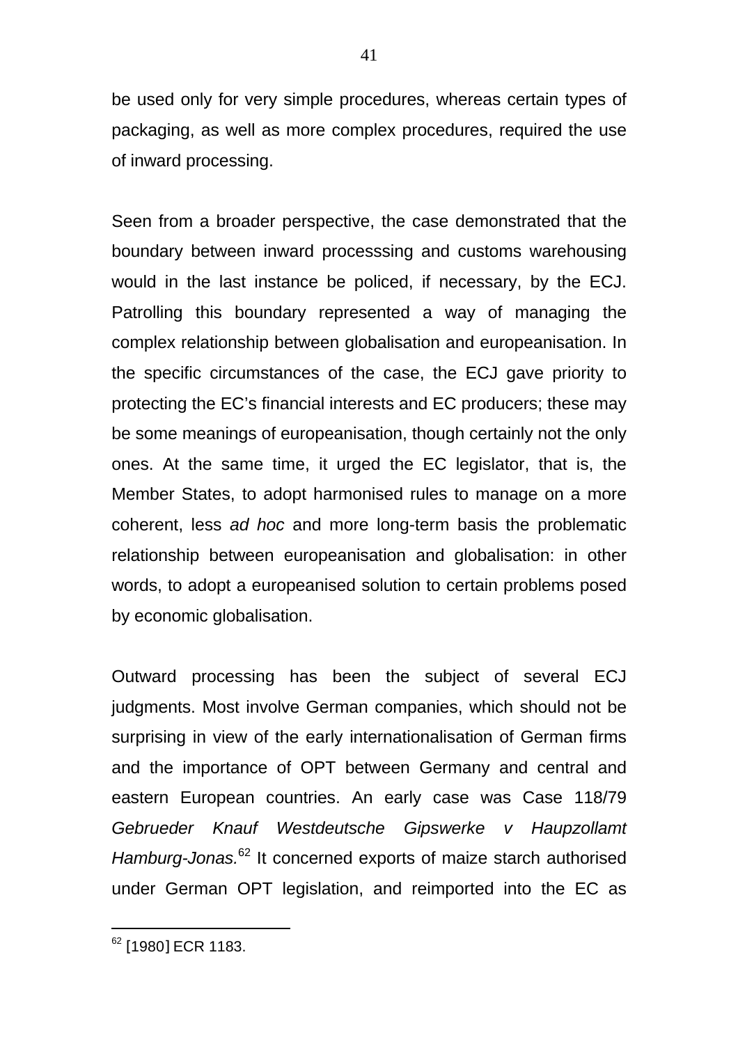be used only for very simple procedures, whereas certain types of packaging, as well as more complex procedures, required the use of inward processing.

Seen from a broader perspective, the case demonstrated that the boundary between inward processsing and customs warehousing would in the last instance be policed, if necessary, by the ECJ. Patrolling this boundary represented a way of managing the complex relationship between globalisation and europeanisation. In the specific circumstances of the case, the ECJ gave priority to protecting the EC's financial interests and EC producers; these may be some meanings of europeanisation, though certainly not the only ones. At the same time, it urged the EC legislator, that is, the Member States, to adopt harmonised rules to manage on a more coherent, less *ad hoc* and more long-term basis the problematic relationship between europeanisation and globalisation: in other words, to adopt a europeanised solution to certain problems posed by economic globalisation.

Outward processing has been the subject of several ECJ judgments. Most involve German companies, which should not be surprising in view of the early internationalisation of German firms and the importance of OPT between Germany and central and eastern European countries. An early case was Case 118/79 *Gebrueder Knauf Westdeutsche Gipswerke v Haupzollamt Hamburg-Jonas.*[62] It concerned exports of maize starch authorised under German OPT legislation, and reimported into the EC as

[62] [1980] ECR 1183.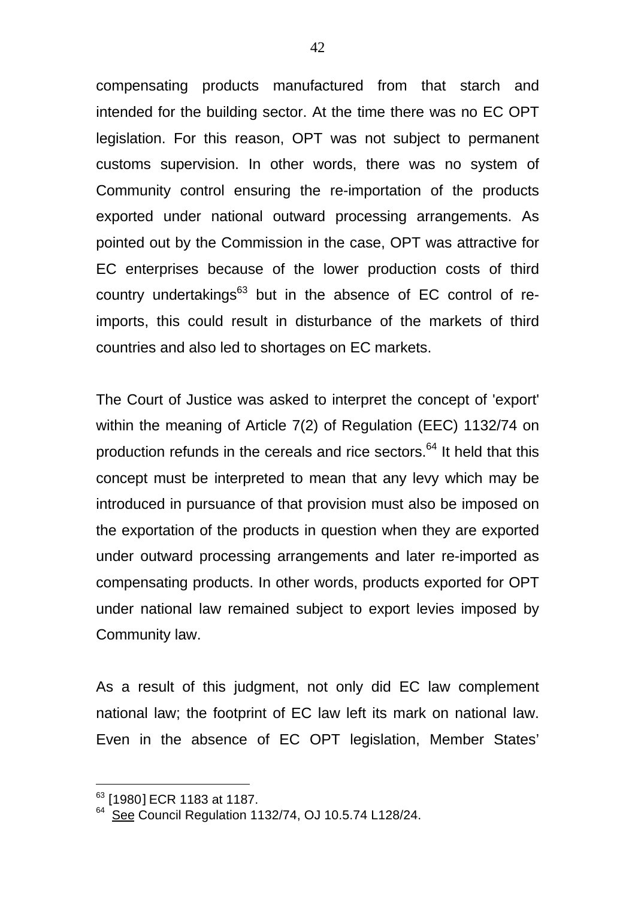compensating products manufactured from that starch and intended for the building sector. At the time there was no EC OPT legislation. For this reason, OPT was not subject to permanent customs supervision. In other words, there was no system of Community control ensuring the re-importation of the products exported under national outward processing arrangements. As pointed out by the Commission in the case, OPT was attractive for EC enterprises because of the lower production costs of third country undertakings[63] but in the absence of EC control of re-imports, this could result in disturbance of the markets of third countries and also led to shortages on EC markets.

The Court of Justice was asked to interpret the concept of 'export' within the meaning of Article 7(2) of Regulation (EEC) 1132/74 on production refunds in the cereals and rice sectors.[64] It held that this concept must be interpreted to mean that any levy which may be introduced in pursuance of that provision must also be imposed on the exportation of the products in question when they are exported under outward processing arrangements and later re-imported as compensating products. In other words, products exported for OPT under national law remained subject to export levies imposed by Community law.

As a result of this judgment, not only did EC law complement national law; the footprint of EC law left its mark on national law. Even in the absence of EC OPT legislation, Member States'

---

[63] [1980] ECR 1183 at 1187.

[64] See Council Regulation 1132/74, OJ 10.5.74 L128/24.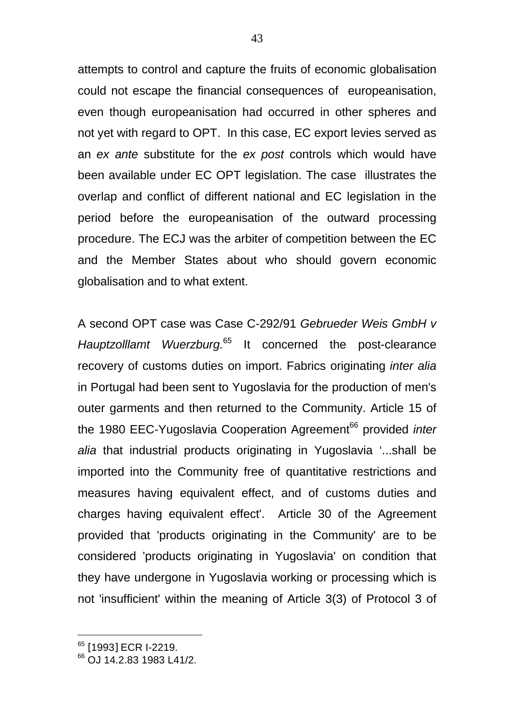attempts to control and capture the fruits of economic globalisation could not escape the financial consequences of europeanisation, even though europeanisation had occurred in other spheres and not yet with regard to OPT. In this case, EC export levies served as an *ex ante* substitute for the *ex post* controls which would have been available under EC OPT legislation. The case illustrates the overlap and conflict of different national and EC legislation in the period before the europeanisation of the outward processing procedure. The ECJ was the arbiter of competition between the EC and the Member States about who should govern economic globalisation and to what extent.

A second OPT case was Case C-292/91 *Gebrueder Weis GmbH v Hauptzolllamt Wuerzburg.*[65] It concerned the post-clearance recovery of customs duties on import. Fabrics originating *inter alia* in Portugal had been sent to Yugoslavia for the production of men's outer garments and then returned to the Community. Article 15 of the 1980 EEC-Yugoslavia Cooperation Agreement[66] provided *inter alia* that industrial products originating in Yugoslavia '...shall be imported into the Community free of quantitative restrictions and measures having equivalent effect, and of customs duties and charges having equivalent effect'. Article 30 of the Agreement provided that 'products originating in the Community' are to be considered 'products originating in Yugoslavia' on condition that they have undergone in Yugoslavia working or processing which is not 'insufficient' within the meaning of Article 3(3) of Protocol 3 of

---

[65] [1993] ECR I-2219.

[66] OJ 14.2.83 1983 L41/2.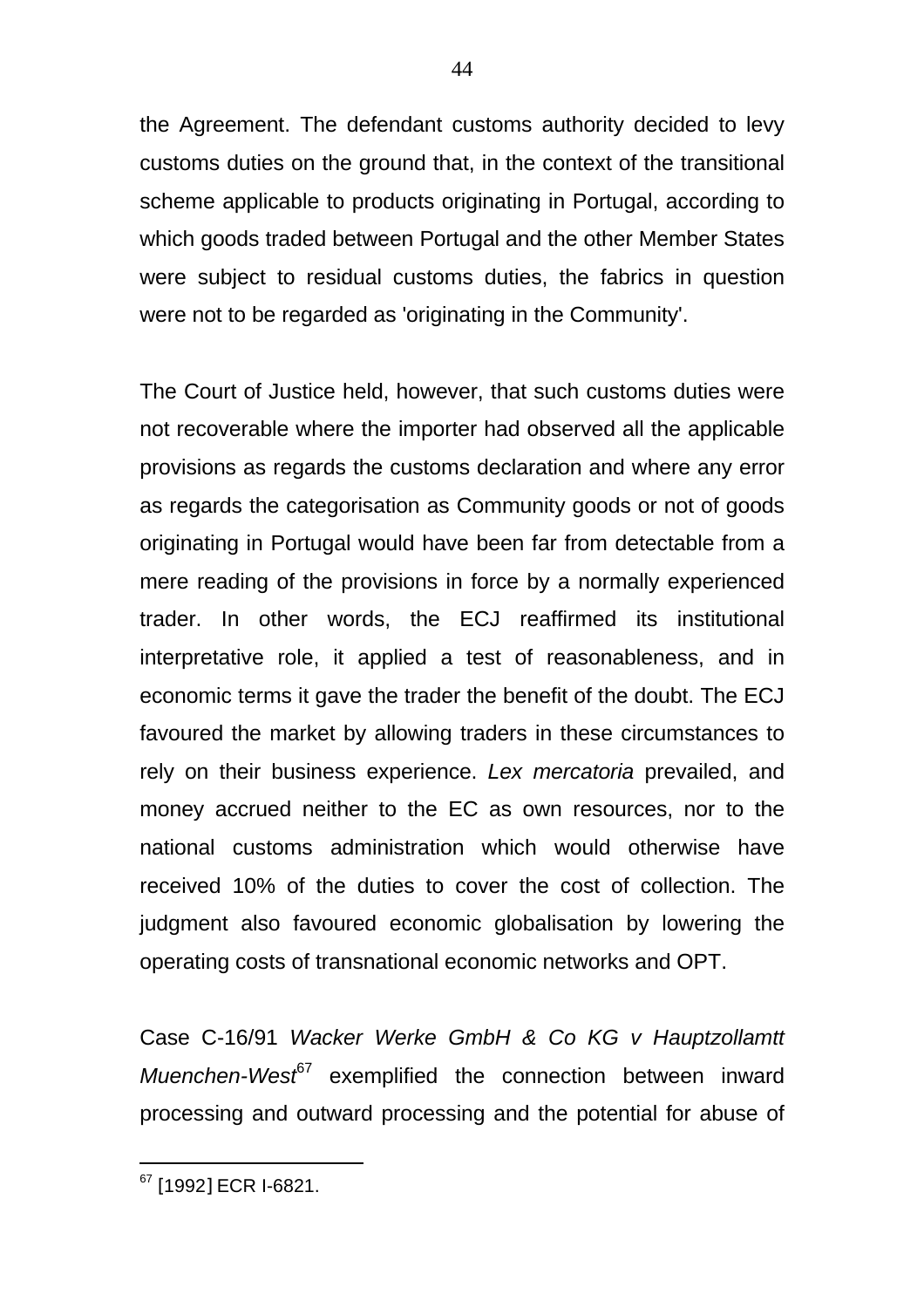the Agreement. The defendant customs authority decided to levy customs duties on the ground that, in the context of the transitional scheme applicable to products originating in Portugal, according to which goods traded between Portugal and the other Member States were subject to residual customs duties, the fabrics in question were not to be regarded as 'originating in the Community'.

The Court of Justice held, however, that such customs duties were not recoverable where the importer had observed all the applicable provisions as regards the customs declaration and where any error as regards the categorisation as Community goods or not of goods originating in Portugal would have been far from detectable from a mere reading of the provisions in force by a normally experienced trader. In other words, the ECJ reaffirmed its institutional interpretative role, it applied a test of reasonableness, and in economic terms it gave the trader the benefit of the doubt. The ECJ favoured the market by allowing traders in these circumstances to rely on their business experience. *Lex mercatoria* prevailed, and money accrued neither to the EC as own resources, nor to the national customs administration which would otherwise have received 10% of the duties to cover the cost of collection. The judgment also favoured economic globalisation by lowering the operating costs of transnational economic networks and OPT.

Case C-16/91 *Wacker Werke GmbH & Co KG v Hauptzollamtt Muenchen-West*[67] exemplified the connection between inward processing and outward processing and the potential for abuse of

[67] [1992] ECR I-6821.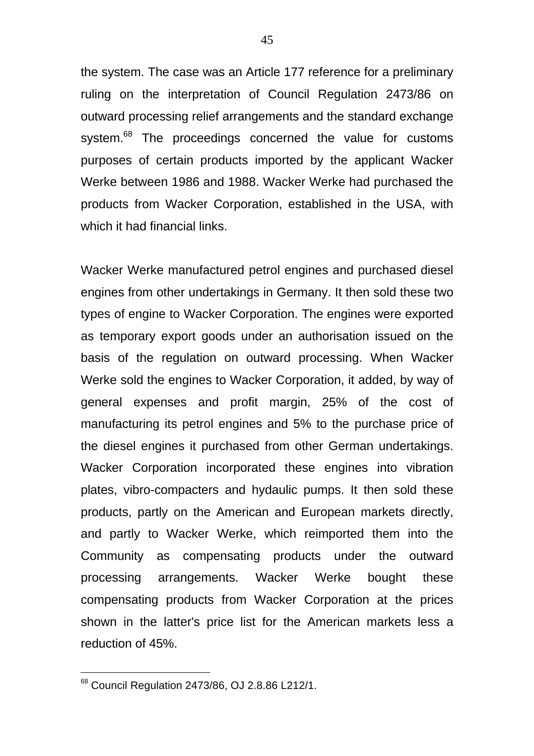the system. The case was an Article 177 reference for a preliminary ruling on the interpretation of Council Regulation 2473/86 on outward processing relief arrangements and the standard exchange system.[68] The proceedings concerned the value for customs purposes of certain products imported by the applicant Wacker Werke between 1986 and 1988. Wacker Werke had purchased the products from Wacker Corporation, established in the USA, with which it had financial links.

Wacker Werke manufactured petrol engines and purchased diesel engines from other undertakings in Germany. It then sold these two types of engine to Wacker Corporation. The engines were exported as temporary export goods under an authorisation issued on the basis of the regulation on outward processing. When Wacker Werke sold the engines to Wacker Corporation, it added, by way of general expenses and profit margin, 25% of the cost of manufacturing its petrol engines and 5% to the purchase price of the diesel engines it purchased from other German undertakings. Wacker Corporation incorporated these engines into vibration plates, vibro-compacters and hydaulic pumps. It then sold these products, partly on the American and European markets directly, and partly to Wacker Werke, which reimported them into the Community as compensating products under the outward processing arrangements. Wacker Werke bought these compensating products from Wacker Corporation at the prices shown in the latter's price list for the American markets less a reduction of 45%.

---

[68] Council Regulation 2473/86, OJ 2.8.86 L212/1.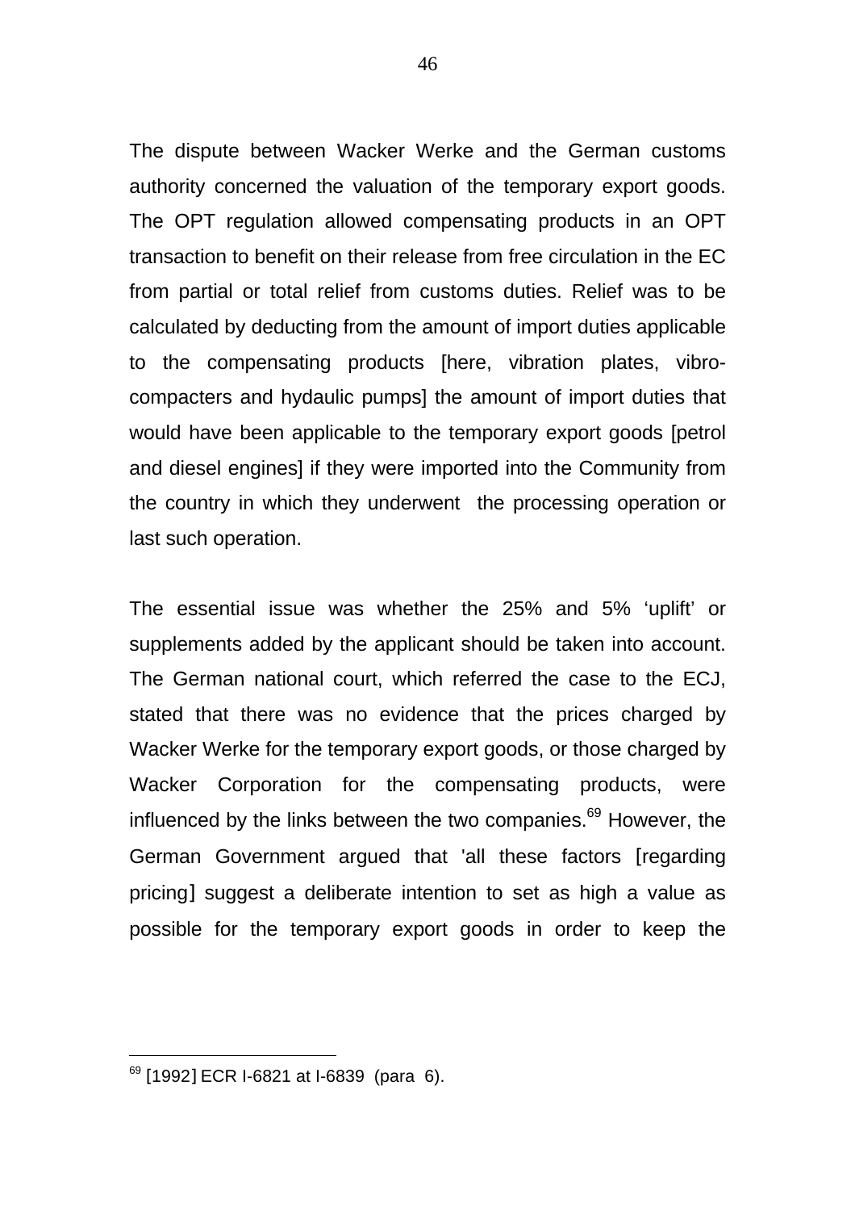The dispute between Wacker Werke and the German customs authority concerned the valuation of the temporary export goods. The OPT regulation allowed compensating products in an OPT transaction to benefit on their release from free circulation in the EC from partial or total relief from customs duties. Relief was to be calculated by deducting from the amount of import duties applicable to the compensating products [here, vibration plates, vibro-compacters and hydaulic pumps] the amount of import duties that would have been applicable to the temporary export goods [petrol and diesel engines] if they were imported into the Community from the country in which they underwent the processing operation or last such operation.

The essential issue was whether the 25% and 5% 'uplift' or supplements added by the applicant should be taken into account. The German national court, which referred the case to the ECJ, stated that there was no evidence that the prices charged by Wacker Werke for the temporary export goods, or those charged by Wacker Corporation for the compensating products, were influenced by the links between the two companies.[69] However, the German Government argued that 'all these factors [regarding pricing] suggest a deliberate intention to set as high a value as possible for the temporary export goods in order to keep the

---

[69] [1992] ECR I-6821 at I-6839 (para 6).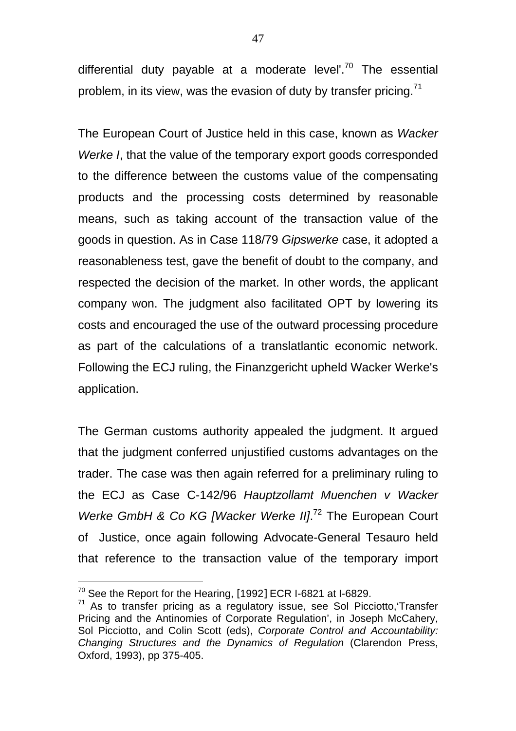differential duty payable at a moderate level'.[70] The essential problem, in its view, was the evasion of duty by transfer pricing.[71]

The European Court of Justice held in this case, known as *Wacker Werke I*, that the value of the temporary export goods corresponded to the difference between the customs value of the compensating products and the processing costs determined by reasonable means, such as taking account of the transaction value of the goods in question. As in Case 118/79 *Gipswerke* case, it adopted a reasonableness test, gave the benefit of doubt to the company, and respected the decision of the market. In other words, the applicant company won. The judgment also facilitated OPT by lowering its costs and encouraged the use of the outward processing procedure as part of the calculations of a translatlantic economic network. Following the ECJ ruling, the Finanzgericht upheld Wacker Werke's application.

The German customs authority appealed the judgment. It argued that the judgment conferred unjustified customs advantages on the trader. The case was then again referred for a preliminary ruling to the ECJ as Case C-142/96 *Hauptzollamt Muenchen v Wacker Werke GmbH & Co KG [Wacker Werke II]*.[72] The European Court of Justice, once again following Advocate-General Tesauro held that reference to the transaction value of the temporary import

---

[70] See the Report for the Hearing, [1992] ECR I-6821 at I-6829.

[71] As to transfer pricing as a regulatory issue, see Sol Picciotto,'Transfer Pricing and the Antinomies of Corporate Regulation', in Joseph McCahery, Sol Picciotto, and Colin Scott (eds), *Corporate Control and Accountability: Changing Structures and the Dynamics of Regulation* (Clarendon Press, Oxford, 1993), pp 375-405.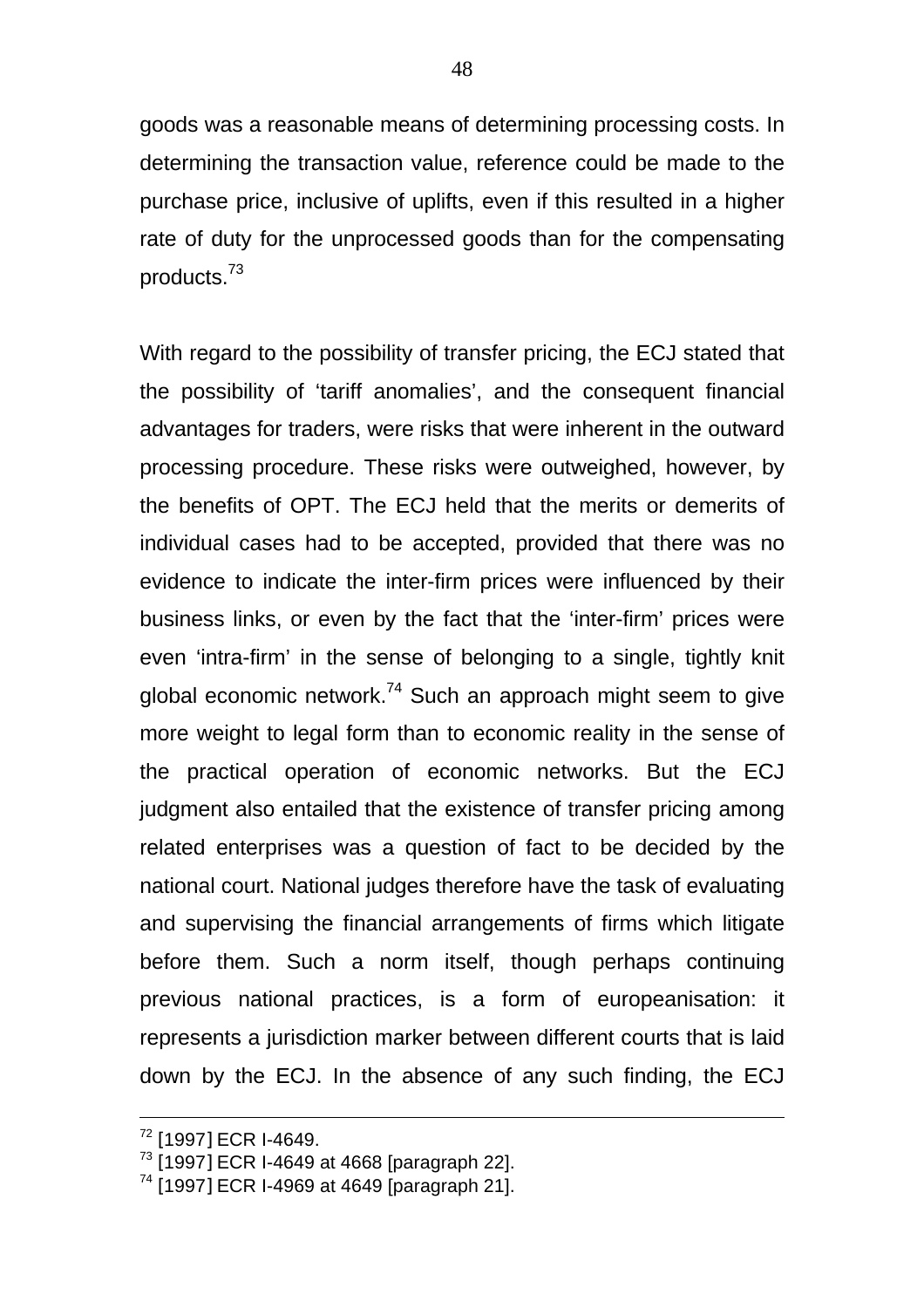goods was a reasonable means of determining processing costs. In determining the transaction value, reference could be made to the purchase price, inclusive of uplifts, even if this resulted in a higher rate of duty for the unprocessed goods than for the compensating products.[73]

With regard to the possibility of transfer pricing, the ECJ stated that the possibility of 'tariff anomalies', and the consequent financial advantages for traders, were risks that were inherent in the outward processing procedure. These risks were outweighed, however, by the benefits of OPT. The ECJ held that the merits or demerits of individual cases had to be accepted, provided that there was no evidence to indicate the inter-firm prices were influenced by their business links, or even by the fact that the 'inter-firm' prices were even 'intra-firm' in the sense of belonging to a single, tightly knit global economic network.[74] Such an approach might seem to give more weight to legal form than to economic reality in the sense of the practical operation of economic networks. But the ECJ judgment also entailed that the existence of transfer pricing among related enterprises was a question of fact to be decided by the national court. National judges therefore have the task of evaluating and supervising the financial arrangements of firms which litigate before them. Such a norm itself, though perhaps continuing previous national practices, is a form of europeanisation: it represents a jurisdiction marker between different courts that is laid down by the ECJ. In the absence of any such finding, the ECJ

---

[72] [1997] ECR I-4649.
[73] [1997] ECR I-4649 at 4668 [paragraph 22].
[74] [1997] ECR I-4969 at 4649 [paragraph 21].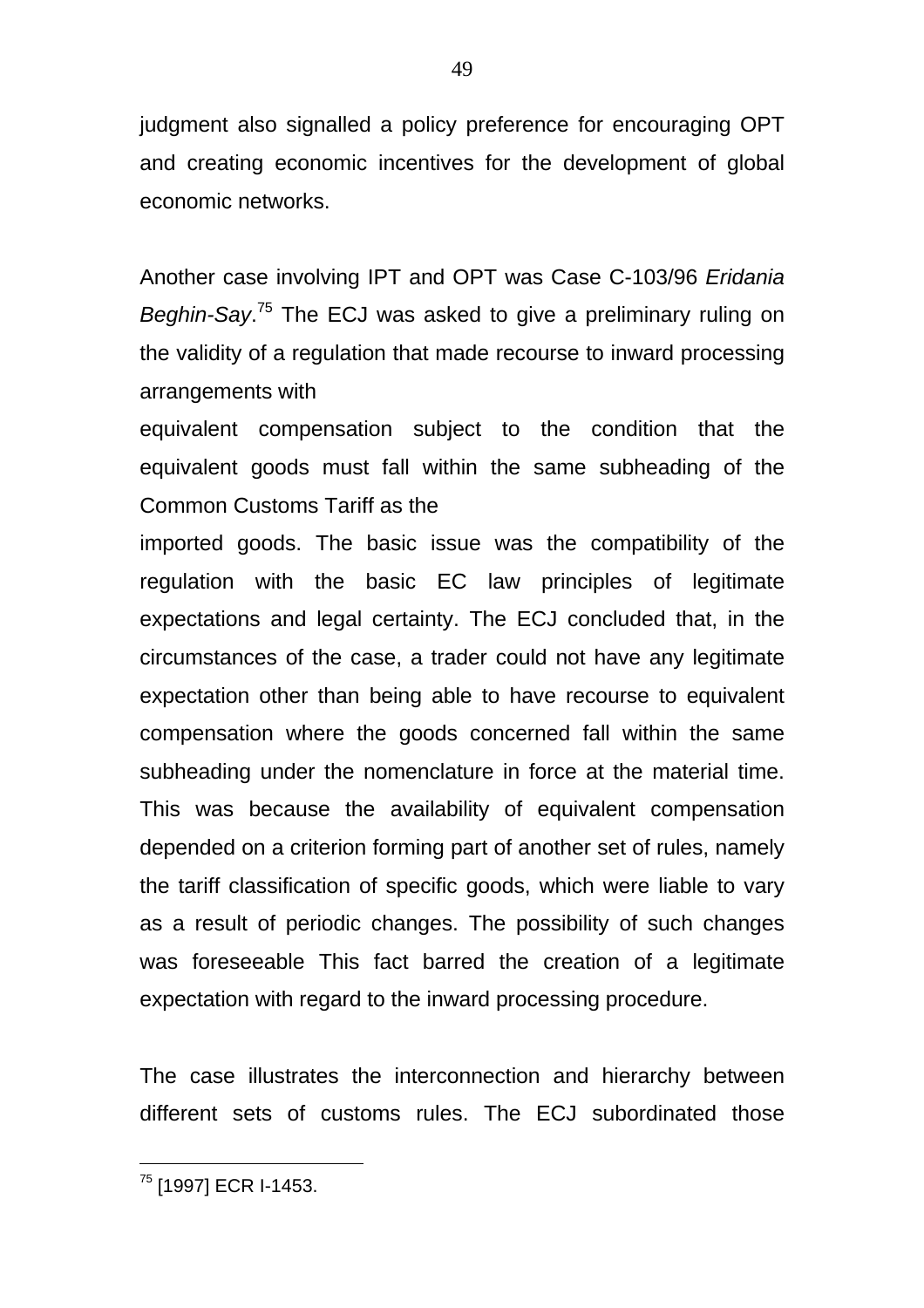judgment also signalled a policy preference for encouraging OPT and creating economic incentives for the development of global economic networks.

Another case involving IPT and OPT was Case C-103/96 *Eridania Beghin-Say*.[75] The ECJ was asked to give a preliminary ruling on the validity of a regulation that made recourse to inward processing arrangements with equivalent compensation subject to the condition that the equivalent goods must fall within the same subheading of the Common Customs Tariff as the imported goods. The basic issue was the compatibility of the regulation with the basic EC law principles of legitimate expectations and legal certainty. The ECJ concluded that, in the circumstances of the case, a trader could not have any legitimate expectation other than being able to have recourse to equivalent compensation where the goods concerned fall within the same subheading under the nomenclature in force at the material time. This was because the availability of equivalent compensation depended on a criterion forming part of another set of rules, namely the tariff classification of specific goods, which were liable to vary as a result of periodic changes. The possibility of such changes was foreseeable This fact barred the creation of a legitimate expectation with regard to the inward processing procedure.

The case illustrates the interconnection and hierarchy between different sets of customs rules. The ECJ subordinated those

[75] [1997] ECR I-1453.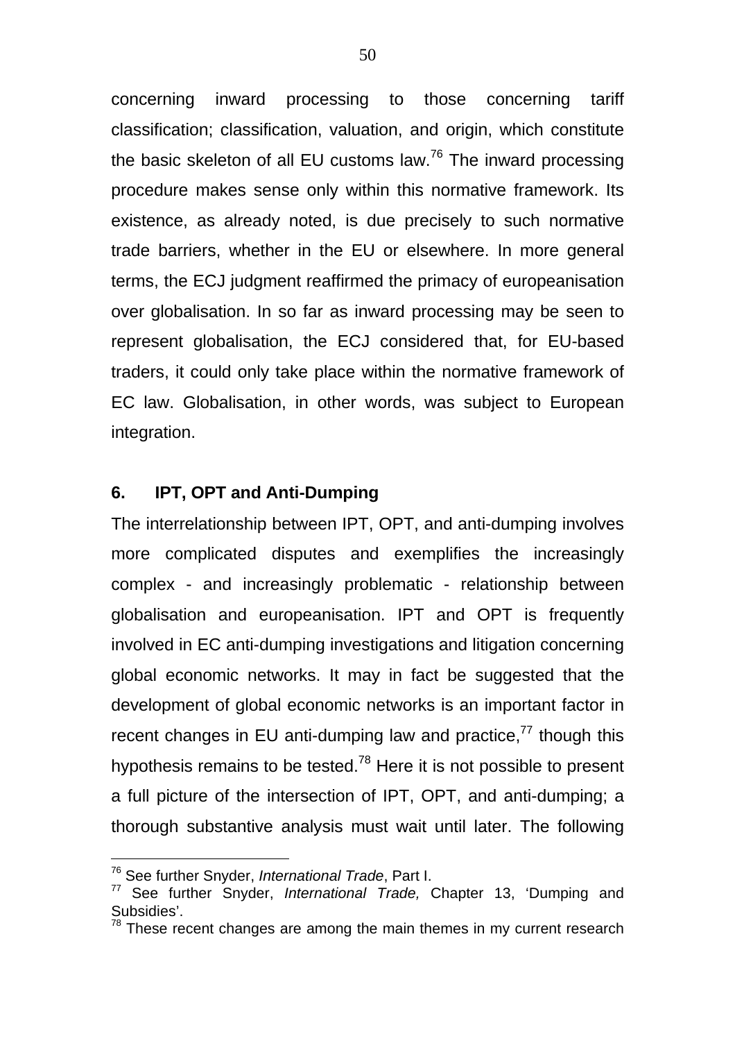concerning inward processing to those concerning tariff classification; classification, valuation, and origin, which constitute the basic skeleton of all EU customs law.[76] The inward processing procedure makes sense only within this normative framework. Its existence, as already noted, is due precisely to such normative trade barriers, whether in the EU or elsewhere. In more general terms, the ECJ judgment reaffirmed the primacy of europeanisation over globalisation. In so far as inward processing may be seen to represent globalisation, the ECJ considered that, for EU-based traders, it could only take place within the normative framework of EC law. Globalisation, in other words, was subject to European integration.

## 6. IPT, OPT and Anti-Dumping

The interrelationship between IPT, OPT, and anti-dumping involves more complicated disputes and exemplifies the increasingly complex - and increasingly problematic - relationship between globalisation and europeanisation. IPT and OPT is frequently involved in EC anti-dumping investigations and litigation concerning global economic networks. It may in fact be suggested that the development of global economic networks is an important factor in recent changes in EU anti-dumping law and practice,[77] though this hypothesis remains to be tested.[78] Here it is not possible to present a full picture of the intersection of IPT, OPT, and anti-dumping; a thorough substantive analysis must wait until later. The following

---

[76] See further Snyder, *International Trade*, Part I.

[77] See further Snyder, *International Trade,* Chapter 13, 'Dumping and Subsidies'.

[78] These recent changes are among the main themes in my current research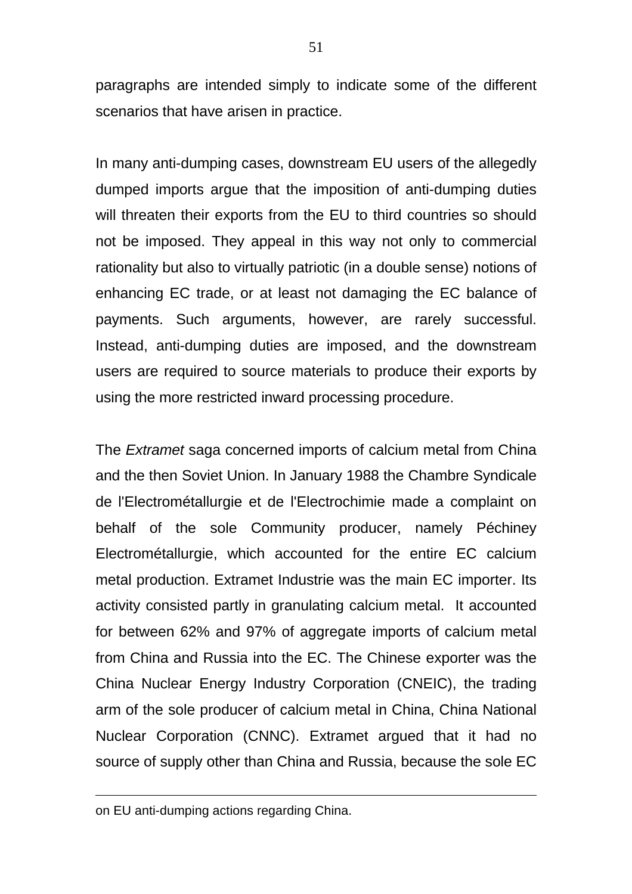paragraphs are intended simply to indicate some of the different scenarios that have arisen in practice.

In many anti-dumping cases, downstream EU users of the allegedly dumped imports argue that the imposition of anti-dumping duties will threaten their exports from the EU to third countries so should not be imposed. They appeal in this way not only to commercial rationality but also to virtually patriotic (in a double sense) notions of enhancing EC trade, or at least not damaging the EC balance of payments. Such arguments, however, are rarely successful. Instead, anti-dumping duties are imposed, and the downstream users are required to source materials to produce their exports by using the more restricted inward processing procedure.

The *Extramet* saga concerned imports of calcium metal from China and the then Soviet Union. In January 1988 the Chambre Syndicale de l'Electrométallurgie et de l'Electrochimie made a complaint on behalf of the sole Community producer, namely Péchiney Electrométallurgie, which accounted for the entire EC calcium metal production. Extramet Industrie was the main EC importer. Its activity consisted partly in granulating calcium metal. It accounted for between 62% and 97% of aggregate imports of calcium metal from China and Russia into the EC. The Chinese exporter was the China Nuclear Energy Industry Corporation (CNEIC), the trading arm of the sole producer of calcium metal in China, China National Nuclear Corporation (CNNC). Extramet argued that it had no source of supply other than China and Russia, because the sole EC

---

on EU anti-dumping actions regarding China.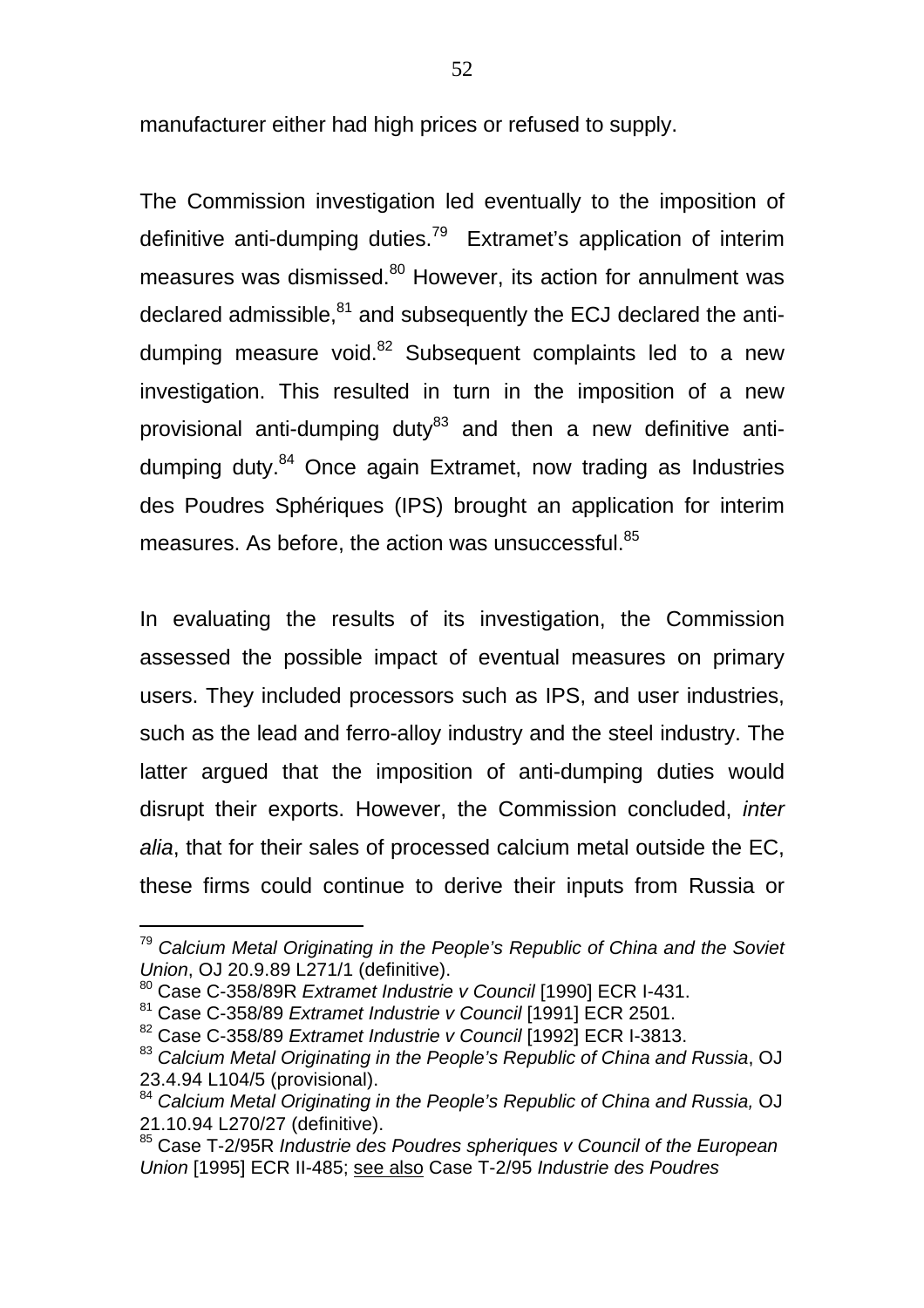manufacturer either had high prices or refused to supply.

The Commission investigation led eventually to the imposition of definitive anti-dumping duties.[79] Extramet's application of interim measures was dismissed.[80] However, its action for annulment was declared admissible,[81] and subsequently the ECJ declared the anti-dumping measure void.[82] Subsequent complaints led to a new investigation. This resulted in turn in the imposition of a new provisional anti-dumping duty[83] and then a new definitive anti-dumping duty.[84] Once again Extramet, now trading as Industries des Poudres Sphériques (IPS) brought an application for interim measures. As before, the action was unsuccessful.[85]

In evaluating the results of its investigation, the Commission assessed the possible impact of eventual measures on primary users. They included processors such as IPS, and user industries, such as the lead and ferro-alloy industry and the steel industry. The latter argued that the imposition of anti-dumping duties would disrupt their exports. However, the Commission concluded, *inter alia*, that for their sales of processed calcium metal outside the EC, these firms could continue to derive their inputs from Russia or

---

[79] *Calcium Metal Originating in the People's Republic of China and the Soviet Union*, OJ 20.9.89 L271/1 (definitive).

[80] Case C-358/89R *Extramet Industrie v Council* [1990] ECR I-431.

[81] Case C-358/89 *Extramet Industrie v Council* [1991] ECR 2501.

[82] Case C-358/89 *Extramet Industrie v Council* [1992] ECR I-3813.

[83] *Calcium Metal Originating in the People's Republic of China and Russia*, OJ 23.4.94 L104/5 (provisional).

[84] *Calcium Metal Originating in the People's Republic of China and Russia,* OJ 21.10.94 L270/27 (definitive).

[85] Case T-2/95R *Industrie des Poudres spheriques v Council of the European Union* [1995] ECR II-485; see also Case T-2/95 *Industrie des Poudres*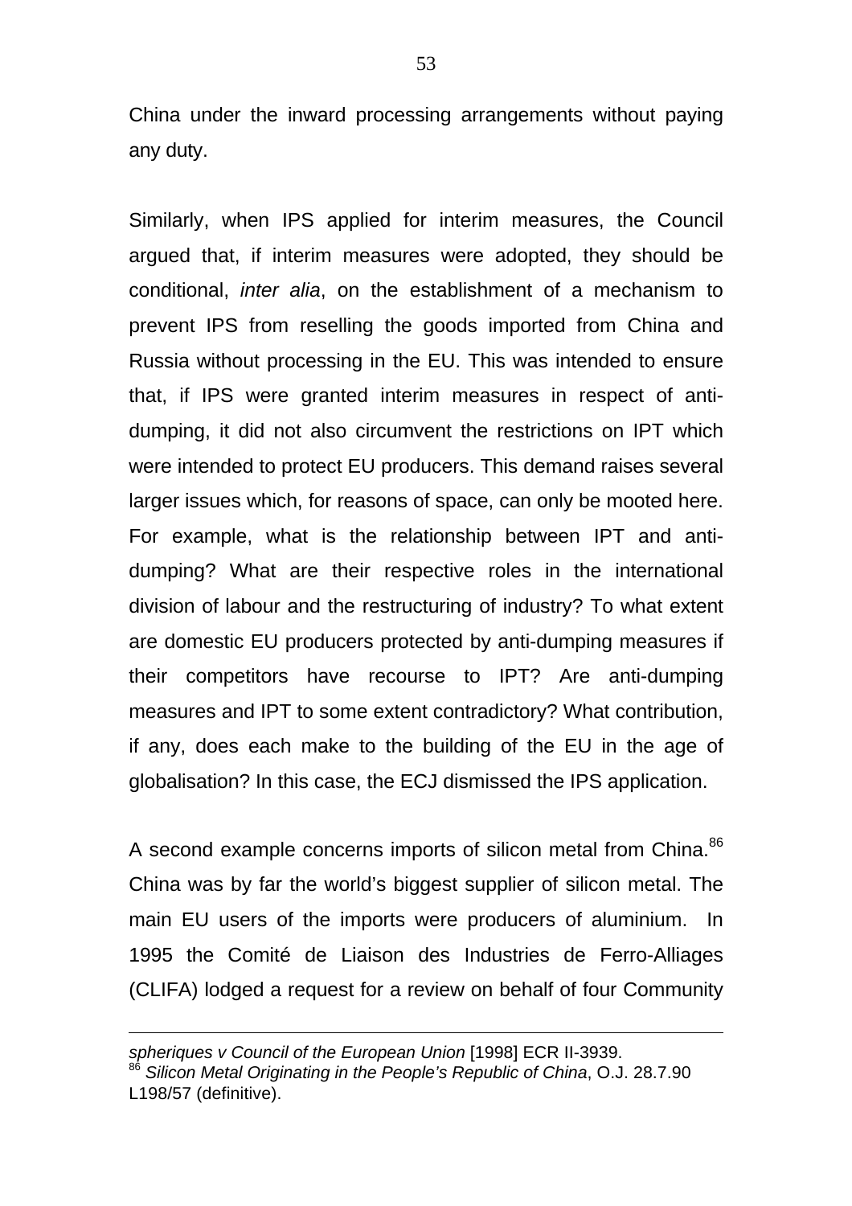China under the inward processing arrangements without paying any duty.

Similarly, when IPS applied for interim measures, the Council argued that, if interim measures were adopted, they should be conditional, *inter alia*, on the establishment of a mechanism to prevent IPS from reselling the goods imported from China and Russia without processing in the EU. This was intended to ensure that, if IPS were granted interim measures in respect of anti-dumping, it did not also circumvent the restrictions on IPT which were intended to protect EU producers. This demand raises several larger issues which, for reasons of space, can only be mooted here. For example, what is the relationship between IPT and anti-dumping? What are their respective roles in the international division of labour and the restructuring of industry? To what extent are domestic EU producers protected by anti-dumping measures if their competitors have recourse to IPT? Are anti-dumping measures and IPT to some extent contradictory? What contribution, if any, does each make to the building of the EU in the age of globalisation? In this case, the ECJ dismissed the IPS application.

A second example concerns imports of silicon metal from China.[86] China was by far the world's biggest supplier of silicon metal. The main EU users of the imports were producers of aluminium. In 1995 the Comité de Liaison des Industries de Ferro-Alliages (CLIFA) lodged a request for a review on behalf of four Community

---

*spheriques v Council of the European Union* [1998] ECR II-3939.

[86] *Silicon Metal Originating in the People's Republic of China*, O.J. 28.7.90 L198/57 (definitive).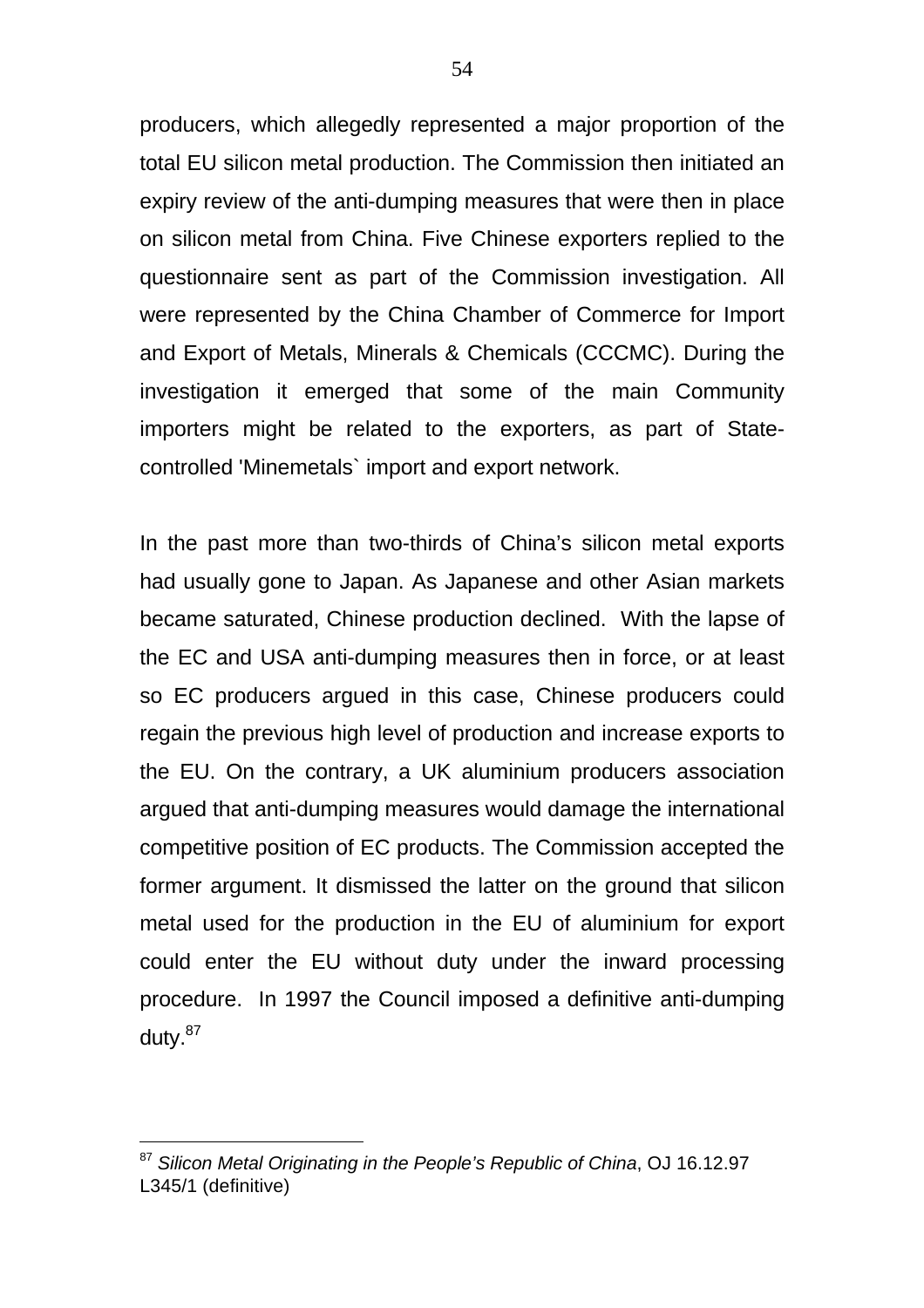producers, which allegedly represented a major proportion of the total EU silicon metal production. The Commission then initiated an expiry review of the anti-dumping measures that were then in place on silicon metal from China. Five Chinese exporters replied to the questionnaire sent as part of the Commission investigation. All were represented by the China Chamber of Commerce for Import and Export of Metals, Minerals & Chemicals (CCCMC). During the investigation it emerged that some of the main Community importers might be related to the exporters, as part of State-controlled 'Minemetals` import and export network.

In the past more than two-thirds of China's silicon metal exports had usually gone to Japan. As Japanese and other Asian markets became saturated, Chinese production declined. With the lapse of the EC and USA anti-dumping measures then in force, or at least so EC producers argued in this case, Chinese producers could regain the previous high level of production and increase exports to the EU. On the contrary, a UK aluminium producers association argued that anti-dumping measures would damage the international competitive position of EC products. The Commission accepted the former argument. It dismissed the latter on the ground that silicon metal used for the production in the EU of aluminium for export could enter the EU without duty under the inward processing procedure. In 1997 the Council imposed a definitive anti-dumping duty.[87]

---

[87] *Silicon Metal Originating in the People's Republic of China*, OJ 16.12.97 L345/1 (definitive)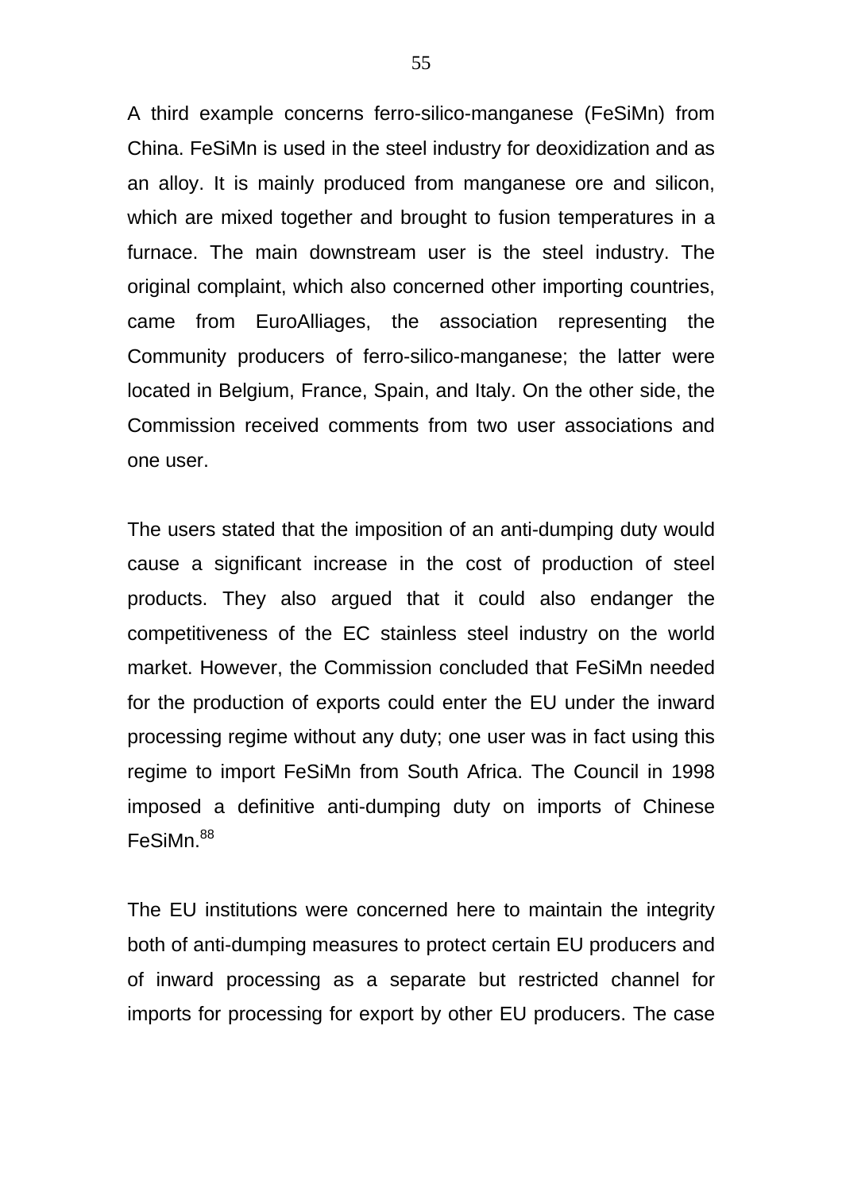A third example concerns ferro-silico-manganese (FeSiMn) from China. FeSiMn is used in the steel industry for deoxidization and as an alloy. It is mainly produced from manganese ore and silicon, which are mixed together and brought to fusion temperatures in a furnace. The main downstream user is the steel industry. The original complaint, which also concerned other importing countries, came from EuroAlliages, the association representing the Community producers of ferro-silico-manganese; the latter were located in Belgium, France, Spain, and Italy. On the other side, the Commission received comments from two user associations and one user.

The users stated that the imposition of an anti-dumping duty would cause a significant increase in the cost of production of steel products. They also argued that it could also endanger the competitiveness of the EC stainless steel industry on the world market. However, the Commission concluded that FeSiMn needed for the production of exports could enter the EU under the inward processing regime without any duty; one user was in fact using this regime to import FeSiMn from South Africa. The Council in 1998 imposed a definitive anti-dumping duty on imports of Chinese FeSiMn.[88]

The EU institutions were concerned here to maintain the integrity both of anti-dumping measures to protect certain EU producers and of inward processing as a separate but restricted channel for imports for processing for export by other EU producers. The case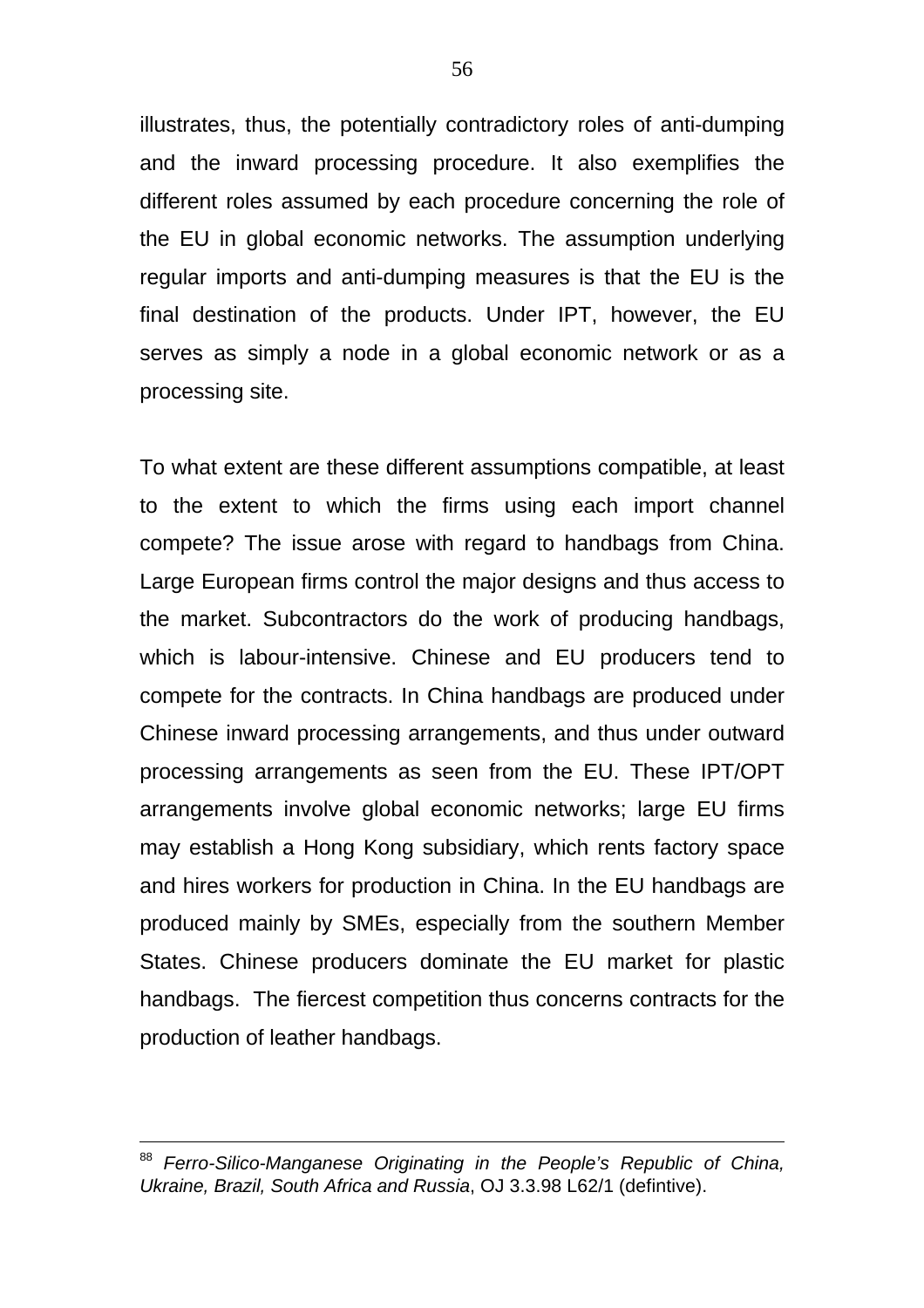illustrates, thus, the potentially contradictory roles of anti-dumping and the inward processing procedure. It also exemplifies the different roles assumed by each procedure concerning the role of the EU in global economic networks. The assumption underlying regular imports and anti-dumping measures is that the EU is the final destination of the products. Under IPT, however, the EU serves as simply a node in a global economic network or as a processing site.

To what extent are these different assumptions compatible, at least to the extent to which the firms using each import channel compete? The issue arose with regard to handbags from China. Large European firms control the major designs and thus access to the market. Subcontractors do the work of producing handbags, which is labour-intensive. Chinese and EU producers tend to compete for the contracts. In China handbags are produced under Chinese inward processing arrangements, and thus under outward processing arrangements as seen from the EU. These IPT/OPT arrangements involve global economic networks; large EU firms may establish a Hong Kong subsidiary, which rents factory space and hires workers for production in China. In the EU handbags are produced mainly by SMEs, especially from the southern Member States. Chinese producers dominate the EU market for plastic handbags. The fiercest competition thus concerns contracts for the production of leather handbags.

---

[88] *Ferro-Silico-Manganese Originating in the People's Republic of China, Ukraine, Brazil, South Africa and Russia*, OJ 3.3.98 L62/1 (defintive).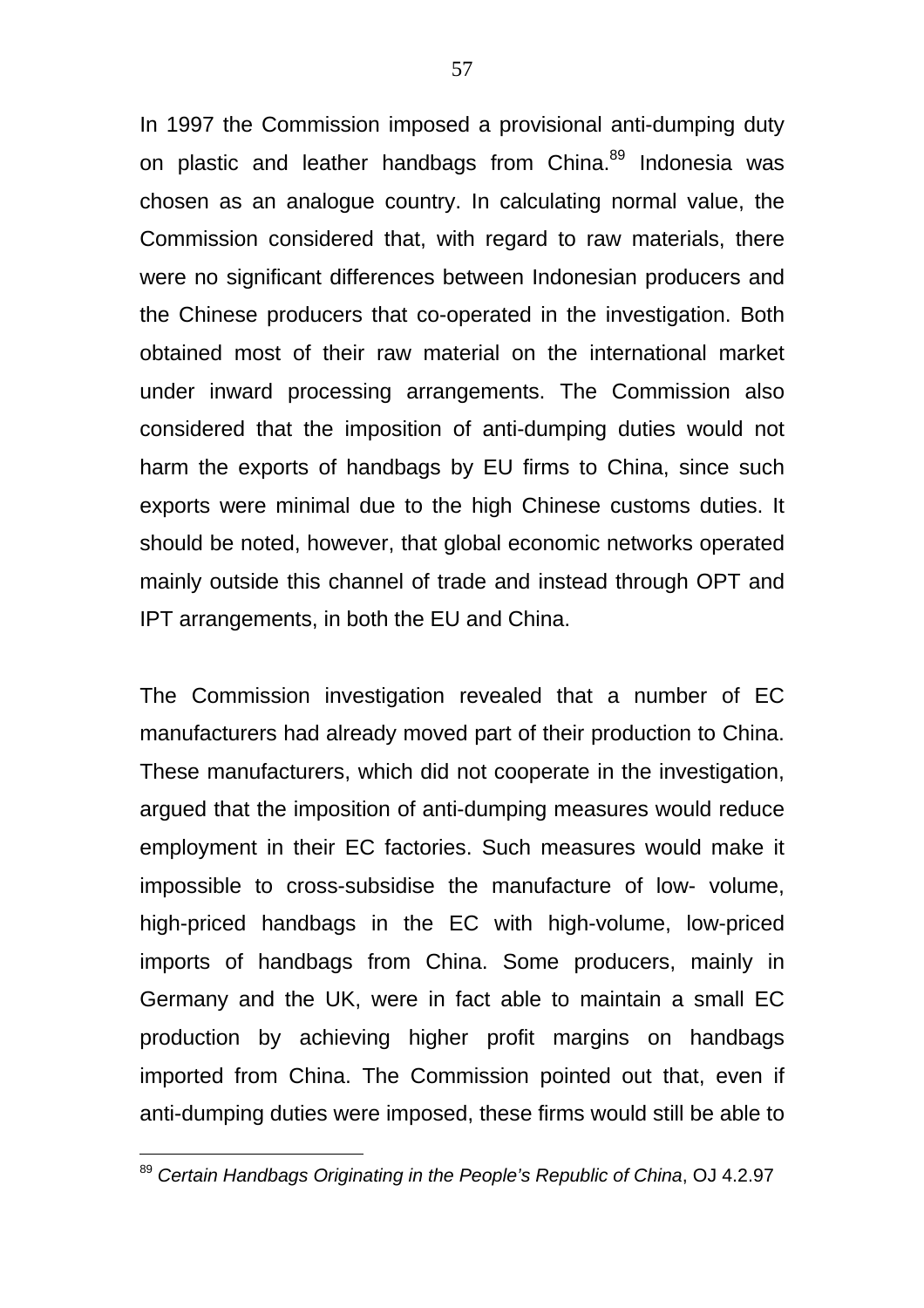In 1997 the Commission imposed a provisional anti-dumping duty on plastic and leather handbags from China.[89] Indonesia was chosen as an analogue country. In calculating normal value, the Commission considered that, with regard to raw materials, there were no significant differences between Indonesian producers and the Chinese producers that co-operated in the investigation. Both obtained most of their raw material on the international market under inward processing arrangements. The Commission also considered that the imposition of anti-dumping duties would not harm the exports of handbags by EU firms to China, since such exports were minimal due to the high Chinese customs duties. It should be noted, however, that global economic networks operated mainly outside this channel of trade and instead through OPT and IPT arrangements, in both the EU and China.

The Commission investigation revealed that a number of EC manufacturers had already moved part of their production to China. These manufacturers, which did not cooperate in the investigation, argued that the imposition of anti-dumping measures would reduce employment in their EC factories. Such measures would make it impossible to cross-subsidise the manufacture of low- volume, high-priced handbags in the EC with high-volume, low-priced imports of handbags from China. Some producers, mainly in Germany and the UK, were in fact able to maintain a small EC production by achieving higher profit margins on handbags imported from China. The Commission pointed out that, even if anti-dumping duties were imposed, these firms would still be able to

[89] *Certain Handbags Originating in the People's Republic of China*, OJ 4.2.97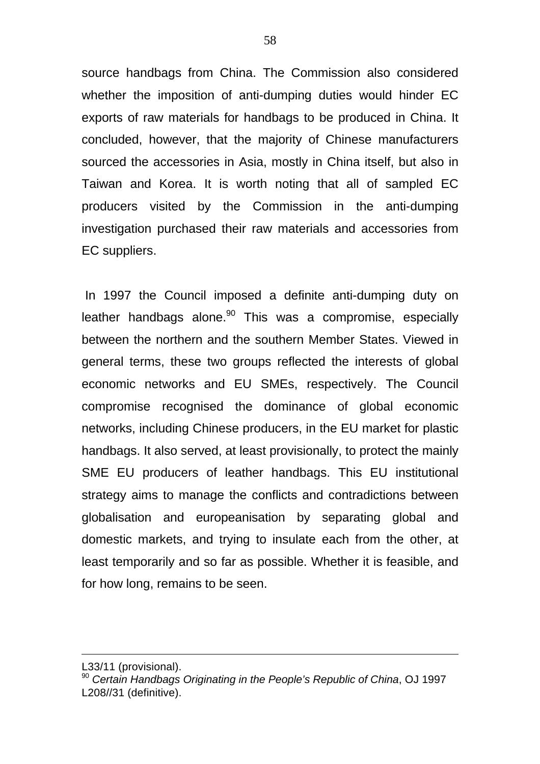source handbags from China. The Commission also considered whether the imposition of anti-dumping duties would hinder EC exports of raw materials for handbags to be produced in China. It concluded, however, that the majority of Chinese manufacturers sourced the accessories in Asia, mostly in China itself, but also in Taiwan and Korea. It is worth noting that all of sampled EC producers visited by the Commission in the anti-dumping investigation purchased their raw materials and accessories from EC suppliers.

In 1997 the Council imposed a definite anti-dumping duty on leather handbags alone.[90] This was a compromise, especially between the northern and the southern Member States. Viewed in general terms, these two groups reflected the interests of global economic networks and EU SMEs, respectively. The Council compromise recognised the dominance of global economic networks, including Chinese producers, in the EU market for plastic handbags. It also served, at least provisionally, to protect the mainly SME EU producers of leather handbags. This EU institutional strategy aims to manage the conflicts and contradictions between globalisation and europeanisation by separating global and domestic markets, and trying to insulate each from the other, at least temporarily and so far as possible. Whether it is feasible, and for how long, remains to be seen.

---

L33/11 (provisional).

[90] *Certain Handbags Originating in the People's Republic of China*, OJ 1997 L208//31 (definitive).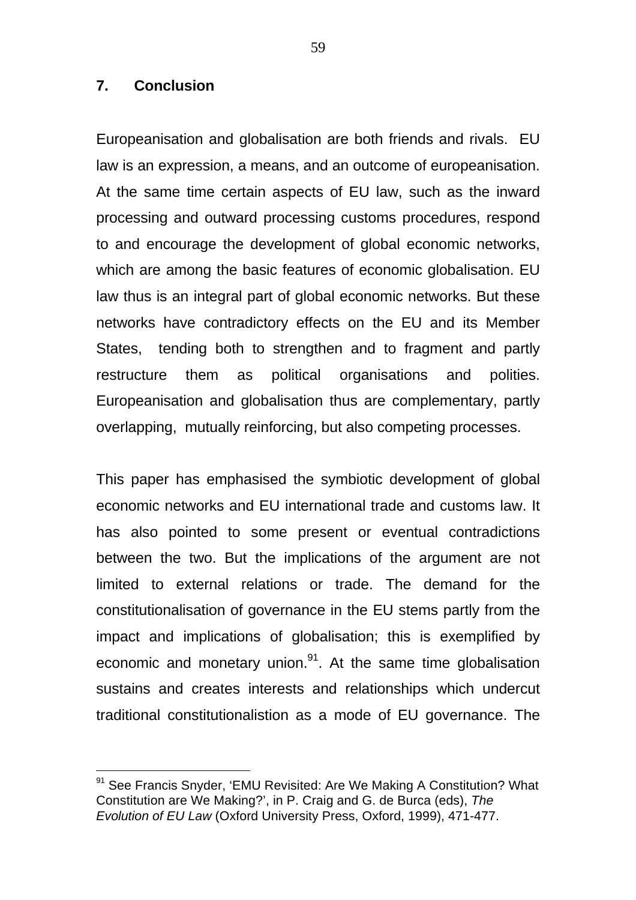## 7. Conclusion

Europeanisation and globalisation are both friends and rivals. EU law is an expression, a means, and an outcome of europeanisation. At the same time certain aspects of EU law, such as the inward processing and outward processing customs procedures, respond to and encourage the development of global economic networks, which are among the basic features of economic globalisation. EU law thus is an integral part of global economic networks. But these networks have contradictory effects on the EU and its Member States, tending both to strengthen and to fragment and partly restructure them as political organisations and polities. Europeanisation and globalisation thus are complementary, partly overlapping, mutually reinforcing, but also competing processes.

This paper has emphasised the symbiotic development of global economic networks and EU international trade and customs law. It has also pointed to some present or eventual contradictions between the two. But the implications of the argument are not limited to external relations or trade. The demand for the constitutionalisation of governance in the EU stems partly from the impact and implications of globalisation; this is exemplified by economic and monetary union.[91]. At the same time globalisation sustains and creates interests and relationships which undercut traditional constitutionalistion as a mode of EU governance. The

---

[91] See Francis Snyder, 'EMU Revisited: Are We Making A Constitution? What Constitution are We Making?', in P. Craig and G. de Burca (eds), *The Evolution of EU Law* (Oxford University Press, Oxford, 1999), 471-477.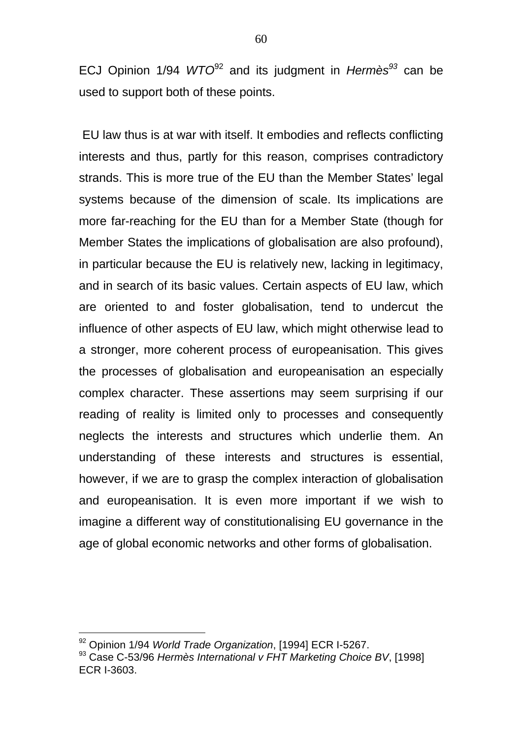ECJ Opinion 1/94 *WTO*[92] and its judgment in *Hermès*[93] can be used to support both of these points.

EU law thus is at war with itself. It embodies and reflects conflicting interests and thus, partly for this reason, comprises contradictory strands. This is more true of the EU than the Member States' legal systems because of the dimension of scale. Its implications are more far-reaching for the EU than for a Member State (though for Member States the implications of globalisation are also profound), in particular because the EU is relatively new, lacking in legitimacy, and in search of its basic values. Certain aspects of EU law, which are oriented to and foster globalisation, tend to undercut the influence of other aspects of EU law, which might otherwise lead to a stronger, more coherent process of europeanisation. This gives the processes of globalisation and europeanisation an especially complex character. These assertions may seem surprising if our reading of reality is limited only to processes and consequently neglects the interests and structures which underlie them. An understanding of these interests and structures is essential, however, if we are to grasp the complex interaction of globalisation and europeanisation. It is even more important if we wish to imagine a different way of constitutionalising EU governance in the age of global economic networks and other forms of globalisation.

---

[92] Opinion 1/94 *World Trade Organization*, [1994] ECR I-5267.

[93] Case C-53/96 *Hermès International v FHT Marketing Choice BV*, [1998] ECR I-3603.